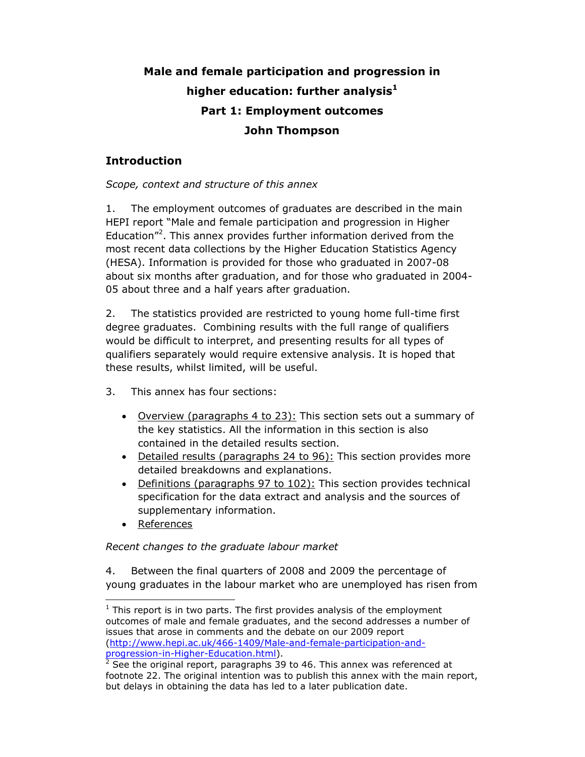# Male and female participation and progression in higher education: further analysis[1]

## Part 1: Employment outcomes

## John Thompson

## Introduction

*Scope, context and structure of this annex*

1. The employment outcomes of graduates are described in the main HEPI report "Male and female participation and progression in Higher Education"[2]. This annex provides further information derived from the most recent data collections by the Higher Education Statistics Agency (HESA). Information is provided for those who graduated in 2007-08 about six months after graduation, and for those who graduated in 2004-05 about three and a half years after graduation.

2. The statistics provided are restricted to young home full-time first degree graduates. Combining results with the full range of qualifiers would be difficult to interpret, and presenting results for all types of qualifiers separately would require extensive analysis. It is hoped that these results, whilst limited, will be useful.

3. This annex has four sections:

- Overview (paragraphs 4 to 23): This section sets out a summary of the key statistics. All the information in this section is also contained in the detailed results section.
- Detailed results (paragraphs 24 to 96): This section provides more detailed breakdowns and explanations.
- Definitions (paragraphs 97 to 102): This section provides technical specification for the data extract and analysis and the sources of supplementary information.
- References

*Recent changes to the graduate labour market*

4. Between the final quarters of 2008 and 2009 the percentage of young graduates in the labour market who are unemployed has risen from

---

[1] This report is in two parts. The first provides analysis of the employment outcomes of male and female graduates, and the second addresses a number of issues that arose in comments and the debate on our 2009 report (http://www.hepi.ac.uk/466-1409/Male-and-female-participation-and-progression-in-Higher-Education.html).

[2] See the original report, paragraphs 39 to 46. This annex was referenced at footnote 22. The original intention was to publish this annex with the main report, but delays in obtaining the data has led to a later publication date.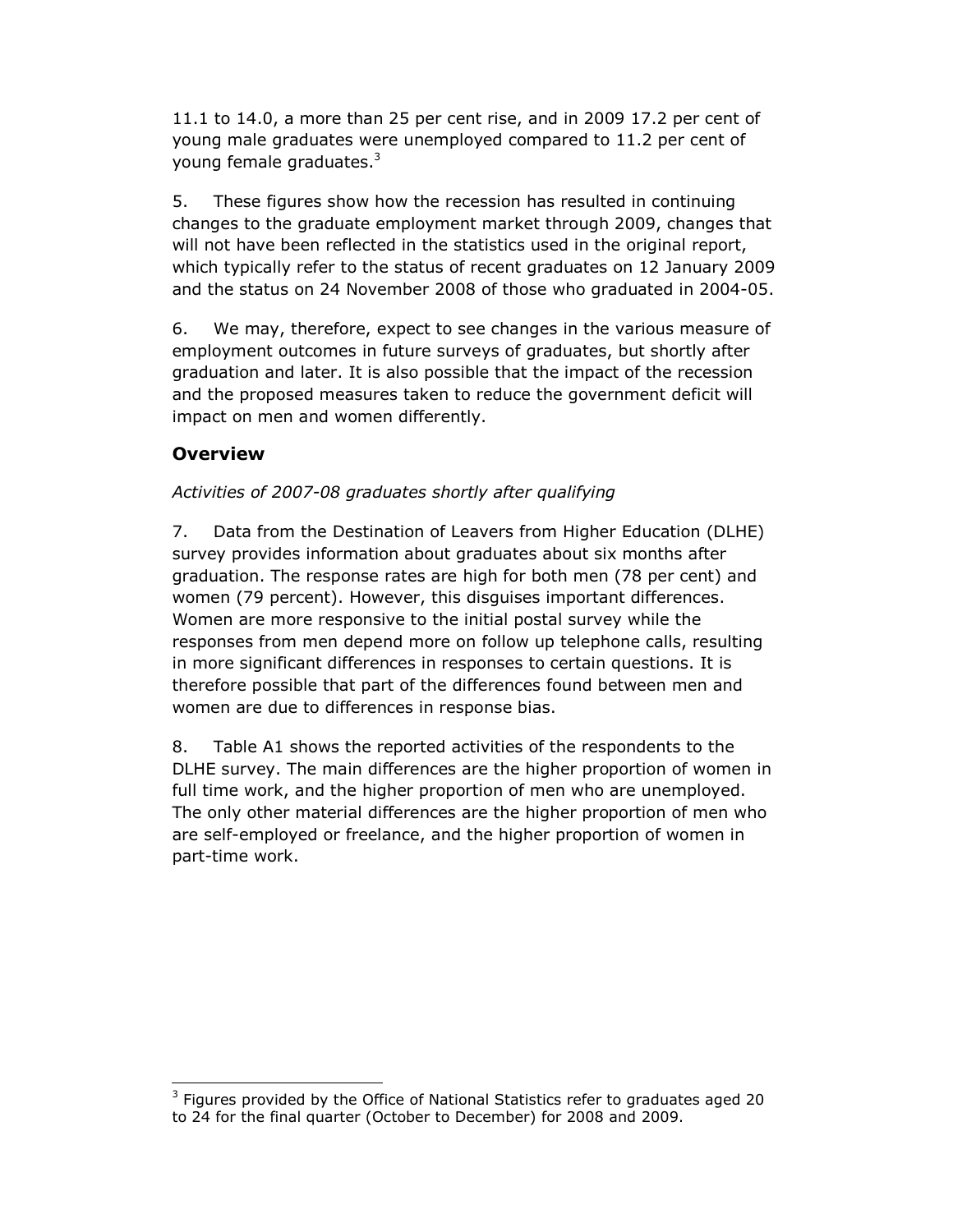11.1 to 14.0, a more than 25 per cent rise, and in 2009 17.2 per cent of young male graduates were unemployed compared to 11.2 per cent of young female graduates.[3]

5. These figures show how the recession has resulted in continuing changes to the graduate employment market through 2009, changes that will not have been reflected in the statistics used in the original report, which typically refer to the status of recent graduates on 12 January 2009 and the status on 24 November 2008 of those who graduated in 2004-05.

6. We may, therefore, expect to see changes in the various measure of employment outcomes in future surveys of graduates, but shortly after graduation and later. It is also possible that the impact of the recession and the proposed measures taken to reduce the government deficit will impact on men and women differently.

## Overview

*Activities of 2007-08 graduates shortly after qualifying*

7. Data from the Destination of Leavers from Higher Education (DLHE) survey provides information about graduates about six months after graduation. The response rates are high for both men (78 per cent) and women (79 percent). However, this disguises important differences. Women are more responsive to the initial postal survey while the responses from men depend more on follow up telephone calls, resulting in more significant differences in responses to certain questions. It is therefore possible that part of the differences found between men and women are due to differences in response bias.

8. Table A1 shows the reported activities of the respondents to the DLHE survey. The main differences are the higher proportion of women in full time work, and the higher proportion of men who are unemployed. The only other material differences are the higher proportion of men who are self-employed or freelance, and the higher proportion of women in part-time work.

[3] Figures provided by the Office of National Statistics refer to graduates aged 20 to 24 for the final quarter (October to December) for 2008 and 2009.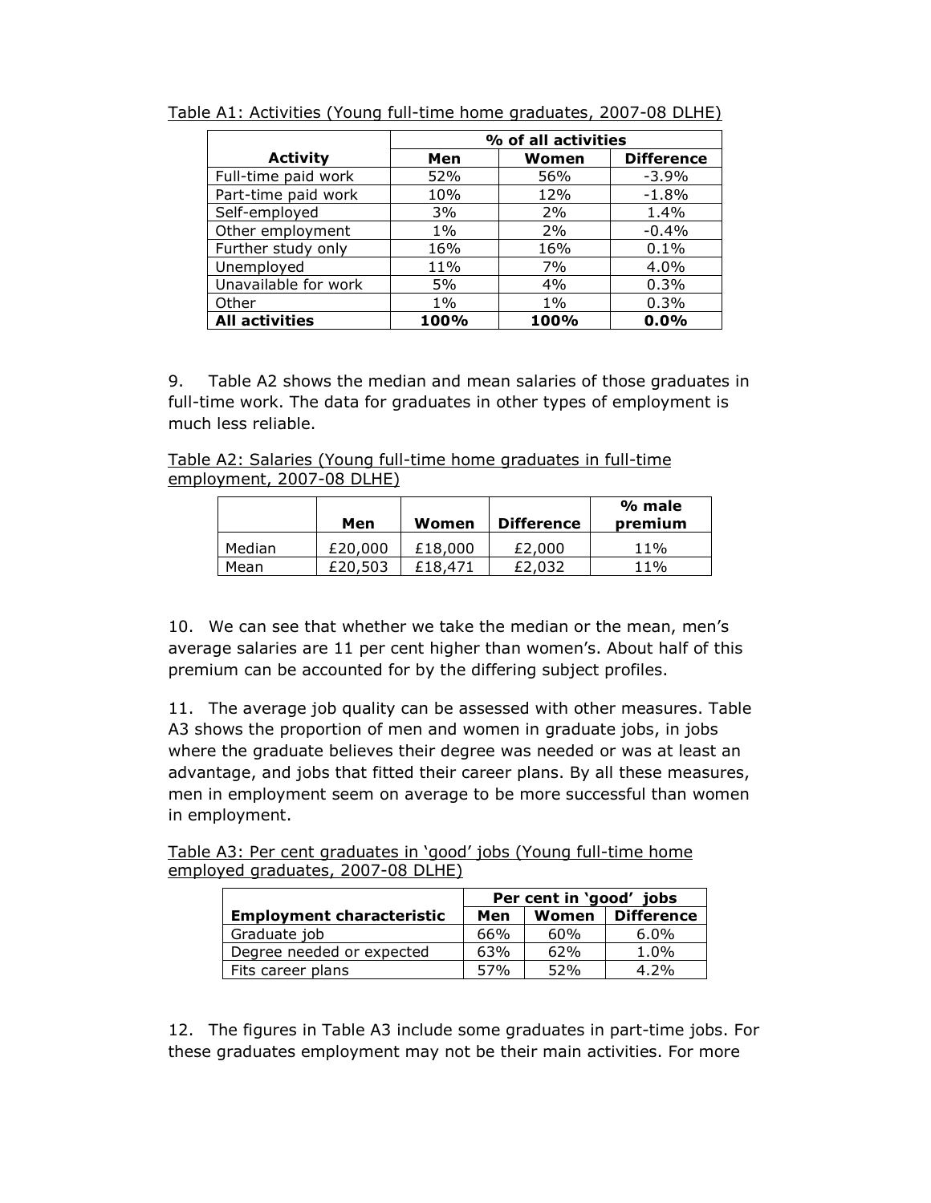Table A1: Activities (Young full-time home graduates, 2007-08 DLHE)

| Activity | % of all activities | | |
|---|---|---|---|
| | Men | Women | Difference |
| Full-time paid work | 52% | 56% | -3.9% |
| Part-time paid work | 10% | 12% | -1.8% |
| Self-employed | 3% | 2% | 1.4% |
| Other employment | 1% | 2% | -0.4% |
| Further study only | 16% | 16% | 0.1% |
| Unemployed | 11% | 7% | 4.0% |
| Unavailable for work | 5% | 4% | 0.3% |
| Other | 1% | 1% | 0.3% |
| **All activities** | **100%** | **100%** | **0.0%** |

9. Table A2 shows the median and mean salaries of those graduates in full-time work. The data for graduates in other types of employment is much less reliable.

Table A2: Salaries (Young full-time home graduates in full-time employment, 2007-08 DLHE)

| | Men | Women | Difference | % male premium |
|---|---|---|---|---|
| Median | £20,000 | £18,000 | £2,000 | 11% |
| Mean | £20,503 | £18,471 | £2,032 | 11% |

10. We can see that whether we take the median or the mean, men's average salaries are 11 per cent higher than women's. About half of this premium can be accounted for by the differing subject profiles.

11. The average job quality can be assessed with other measures. Table A3 shows the proportion of men and women in graduate jobs, in jobs where the graduate believes their degree was needed or was at least an advantage, and jobs that fitted their career plans. By all these measures, men in employment seem on average to be more successful than women in employment.

Table A3: Per cent graduates in 'good' jobs (Young full-time home employed graduates, 2007-08 DLHE)

| Employment characteristic | Per cent in 'good' jobs | | |
|---|---|---|---|
| | Men | Women | Difference |
| Graduate job | 66% | 60% | 6.0% |
| Degree needed or expected | 63% | 62% | 1.0% |
| Fits career plans | 57% | 52% | 4.2% |

12. The figures in Table A3 include some graduates in part-time jobs. For these graduates employment may not be their main activities. For more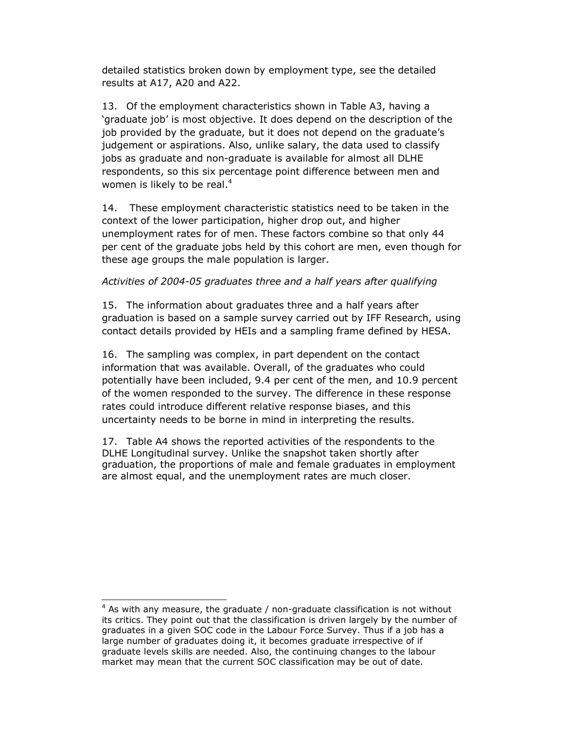detailed statistics broken down by employment type, see the detailed results at A17, A20 and A22.

13. Of the employment characteristics shown in Table A3, having a 'graduate job' is most objective. It does depend on the description of the job provided by the graduate, but it does not depend on the graduate's judgement or aspirations. Also, unlike salary, the data used to classify jobs as graduate and non-graduate is available for almost all DLHE respondents, so this six percentage point difference between men and women is likely to be real.[4]

14. These employment characteristic statistics need to be taken in the context of the lower participation, higher drop out, and higher unemployment rates for of men. These factors combine so that only 44 per cent of the graduate jobs held by this cohort are men, even though for these age groups the male population is larger.

*Activities of 2004-05 graduates three and a half years after qualifying*

15. The information about graduates three and a half years after graduation is based on a sample survey carried out by IFF Research, using contact details provided by HEIs and a sampling frame defined by HESA.

16. The sampling was complex, in part dependent on the contact information that was available. Overall, of the graduates who could potentially have been included, 9.4 per cent of the men, and 10.9 percent of the women responded to the survey. The difference in these response rates could introduce different relative response biases, and this uncertainty needs to be borne in mind in interpreting the results.

17. Table A4 shows the reported activities of the respondents to the DLHE Longitudinal survey. Unlike the snapshot taken shortly after graduation, the proportions of male and female graduates in employment are almost equal, and the unemployment rates are much closer.

[4] As with any measure, the graduate / non-graduate classification is not without its critics. They point out that the classification is driven largely by the number of graduates in a given SOC code in the Labour Force Survey. Thus if a job has a large number of graduates doing it, it becomes graduate irrespective of if graduate levels skills are needed. Also, the continuing changes to the labour market may mean that the current SOC classification may be out of date.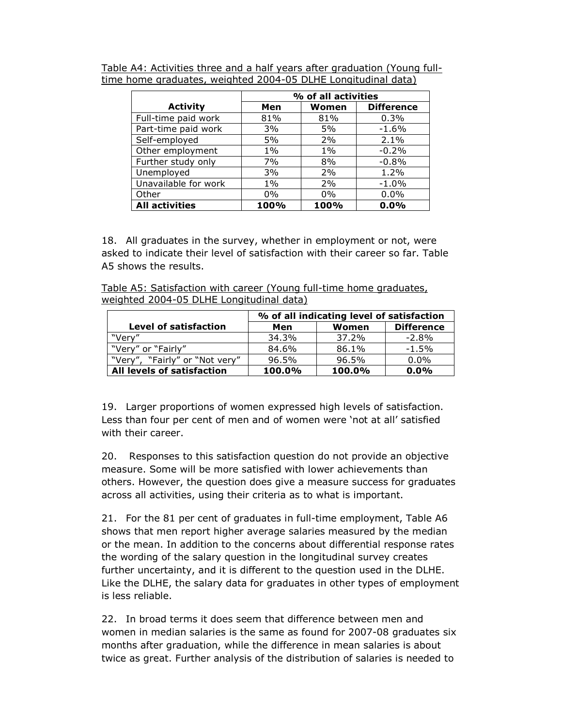Table A4: Activities three and a half years after graduation (Young full-time home graduates, weighted 2004-05 DLHE Longitudinal data)

| Activity | % of all activities | | |
|---|---|---|---|
| | **Men** | **Women** | **Difference** |
| Full-time paid work | 81% | 81% | 0.3% |
| Part-time paid work | 3% | 5% | -1.6% |
| Self-employed | 5% | 2% | 2.1% |
| Other employment | 1% | 1% | -0.2% |
| Further study only | 7% | 8% | -0.8% |
| Unemployed | 3% | 2% | 1.2% |
| Unavailable for work | 1% | 2% | -1.0% |
| Other | 0% | 0% | 0.0% |
| **All activities** | **100%** | **100%** | **0.0%** |

18. All graduates in the survey, whether in employment or not, were asked to indicate their level of satisfaction with their career so far. Table A5 shows the results.

Table A5: Satisfaction with career (Young full-time home graduates, weighted 2004-05 DLHE Longitudinal data)

| Level of satisfaction | % of all indicating level of satisfaction | | |
|---|---|---|---|
| | **Men** | **Women** | **Difference** |
| "Very" | 34.3% | 37.2% | -2.8% |
| "Very" or "Fairly" | 84.6% | 86.1% | -1.5% |
| "Very", "Fairly" or "Not very" | 96.5% | 96.5% | 0.0% |
| **All levels of satisfaction** | **100.0%** | **100.0%** | **0.0%** |

19. Larger proportions of women expressed high levels of satisfaction. Less than four per cent of men and of women were 'not at all' satisfied with their career.

20. Responses to this satisfaction question do not provide an objective measure. Some will be more satisfied with lower achievements than others. However, the question does give a measure success for graduates across all activities, using their criteria as to what is important.

21. For the 81 per cent of graduates in full-time employment, Table A6 shows that men report higher average salaries measured by the median or the mean. In addition to the concerns about differential response rates the wording of the salary question in the longitudinal survey creates further uncertainty, and it is different to the question used in the DLHE. Like the DLHE, the salary data for graduates in other types of employment is less reliable.

22. In broad terms it does seem that difference between men and women in median salaries is the same as found for 2007-08 graduates six months after graduation, while the difference in mean salaries is about twice as great. Further analysis of the distribution of salaries is needed to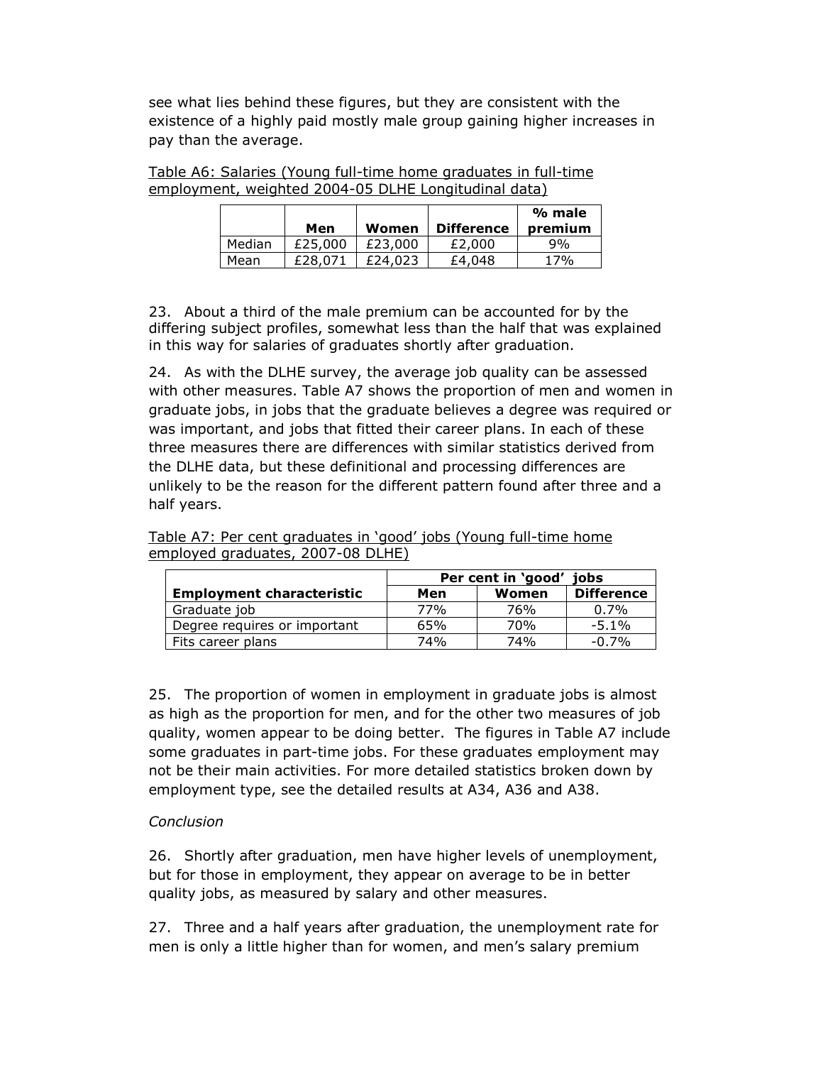see what lies behind these figures, but they are consistent with the existence of a highly paid mostly male group gaining higher increases in pay than the average.

<u>Table A6: Salaries (Young full-time home graduates in full-time employment, weighted 2004-05 DLHE Longitudinal data)</u>

| | Men | Women | Difference | % male premium |
|---|---|---|---|---|
| Median | £25,000 | £23,000 | £2,000 | 9% |
| Mean | £28,071 | £24,023 | £4,048 | 17% |

23. About a third of the male premium can be accounted for by the differing subject profiles, somewhat less than the half that was explained in this way for salaries of graduates shortly after graduation.

24. As with the DLHE survey, the average job quality can be assessed with other measures. Table A7 shows the proportion of men and women in graduate jobs, in jobs that the graduate believes a degree was required or was important, and jobs that fitted their career plans. In each of these three measures there are differences with similar statistics derived from the DLHE data, but these definitional and processing differences are unlikely to be the reason for the different pattern found after three and a half years.

<u>Table A7: Per cent graduates in 'good' jobs (Young full-time home employed graduates, 2007-08 DLHE)</u>

| | Per cent in 'good' jobs | | |
|---|---|---|---|
| **Employment characteristic** | **Men** | **Women** | **Difference** |
| Graduate job | 77% | 76% | 0.7% |
| Degree requires or important | 65% | 70% | -5.1% |
| Fits career plans | 74% | 74% | -0.7% |

25. The proportion of women in employment in graduate jobs is almost as high as the proportion for men, and for the other two measures of job quality, women appear to be doing better. The figures in Table A7 include some graduates in part-time jobs. For these graduates employment may not be their main activities. For more detailed statistics broken down by employment type, see the detailed results at A34, A36 and A38.

*Conclusion*

26. Shortly after graduation, men have higher levels of unemployment, but for those in employment, they appear on average to be in better quality jobs, as measured by salary and other measures.

27. Three and a half years after graduation, the unemployment rate for men is only a little higher than for women, and men's salary premium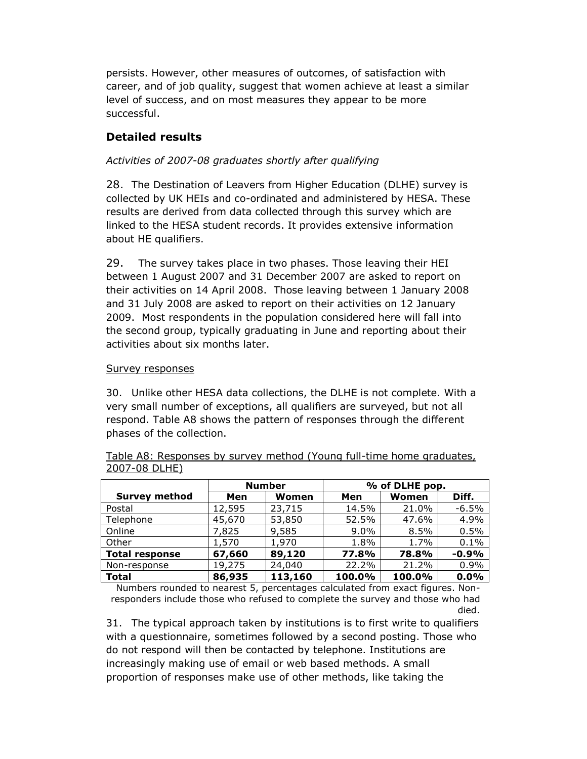persists. However, other measures of outcomes, of satisfaction with career, and of job quality, suggest that women achieve at least a similar level of success, and on most measures they appear to be more successful.

## Detailed results

*Activities of 2007-08 graduates shortly after qualifying*

28. The Destination of Leavers from Higher Education (DLHE) survey is collected by UK HEIs and co-ordinated and administered by HESA. These results are derived from data collected through this survey which are linked to the HESA student records. It provides extensive information about HE qualifiers.

29. The survey takes place in two phases. Those leaving their HEI between 1 August 2007 and 31 December 2007 are asked to report on their activities on 14 April 2008. Those leaving between 1 January 2008 and 31 July 2008 are asked to report on their activities on 12 January 2009. Most respondents in the population considered here will fall into the second group, typically graduating in June and reporting about their activities about six months later.

Survey responses

30. Unlike other HESA data collections, the DLHE is not complete. With a very small number of exceptions, all qualifiers are surveyed, but not all respond. Table A8 shows the pattern of responses through the different phases of the collection.

Table A8: Responses by survey method (Young full-time home graduates, 2007-08 DLHE)

| | Number | | % of DLHE pop. | | |
|---|---|---|---|---|---|
| **Survey method** | **Men** | **Women** | **Men** | **Women** | **Diff.** |
| Postal | 12,595 | 23,715 | 14.5% | 21.0% | -6.5% |
| Telephone | 45,670 | 53,850 | 52.5% | 47.6% | 4.9% |
| Online | 7,825 | 9,585 | 9.0% | 8.5% | 0.5% |
| Other | 1,570 | 1,970 | 1.8% | 1.7% | 0.1% |
| **Total response** | **67,660** | **89,120** | **77.8%** | **78.8%** | **-0.9%** |
| Non-response | 19,275 | 24,040 | 22.2% | 21.2% | 0.9% |
| **Total** | **86,935** | **113,160** | **100.0%** | **100.0%** | **0.0%** |

Numbers rounded to nearest 5, percentages calculated from exact figures. Non-responders include those who refused to complete the survey and those who had died.

31. The typical approach taken by institutions is to first write to qualifiers with a questionnaire, sometimes followed by a second posting. Those who do not respond will then be contacted by telephone. Institutions are increasingly making use of email or web based methods. A small proportion of responses make use of other methods, like taking the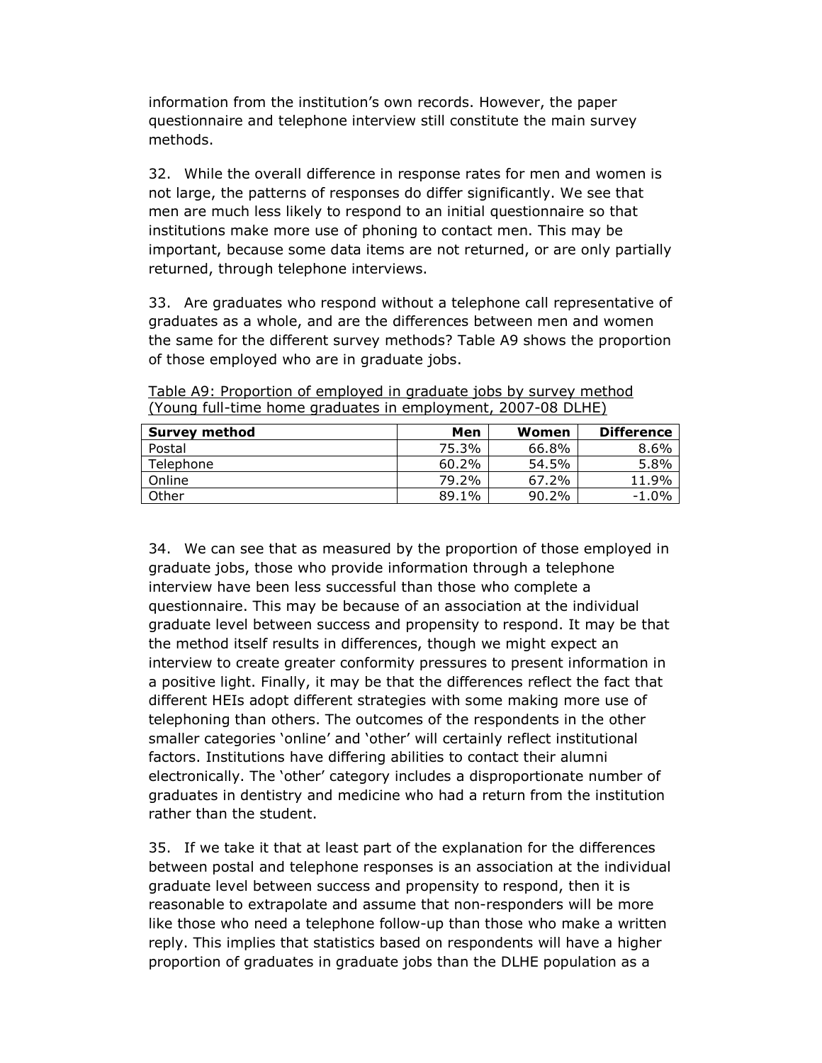information from the institution's own records. However, the paper questionnaire and telephone interview still constitute the main survey methods.

32. While the overall difference in response rates for men and women is not large, the patterns of responses do differ significantly. We see that men are much less likely to respond to an initial questionnaire so that institutions make more use of phoning to contact men. This may be important, because some data items are not returned, or are only partially returned, through telephone interviews.

33. Are graduates who respond without a telephone call representative of graduates as a whole, and are the differences between men and women the same for the different survey methods? Table A9 shows the proportion of those employed who are in graduate jobs.

Table A9: Proportion of employed in graduate jobs by survey method (Young full-time home graduates in employment, 2007-08 DLHE)

| Survey method | Men | Women | Difference |
|---|---|---|---|
| Postal | 75.3% | 66.8% | 8.6% |
| Telephone | 60.2% | 54.5% | 5.8% |
| Online | 79.2% | 67.2% | 11.9% |
| Other | 89.1% | 90.2% | -1.0% |

34. We can see that as measured by the proportion of those employed in graduate jobs, those who provide information through a telephone interview have been less successful than those who complete a questionnaire. This may be because of an association at the individual graduate level between success and propensity to respond. It may be that the method itself results in differences, though we might expect an interview to create greater conformity pressures to present information in a positive light. Finally, it may be that the differences reflect the fact that different HEIs adopt different strategies with some making more use of telephoning than others. The outcomes of the respondents in the other smaller categories 'online' and 'other' will certainly reflect institutional factors. Institutions have differing abilities to contact their alumni electronically. The 'other' category includes a disproportionate number of graduates in dentistry and medicine who had a return from the institution rather than the student.

35. If we take it that at least part of the explanation for the differences between postal and telephone responses is an association at the individual graduate level between success and propensity to respond, then it is reasonable to extrapolate and assume that non-responders will be more like those who need a telephone follow-up than those who make a written reply. This implies that statistics based on respondents will have a higher proportion of graduates in graduate jobs than the DLHE population as a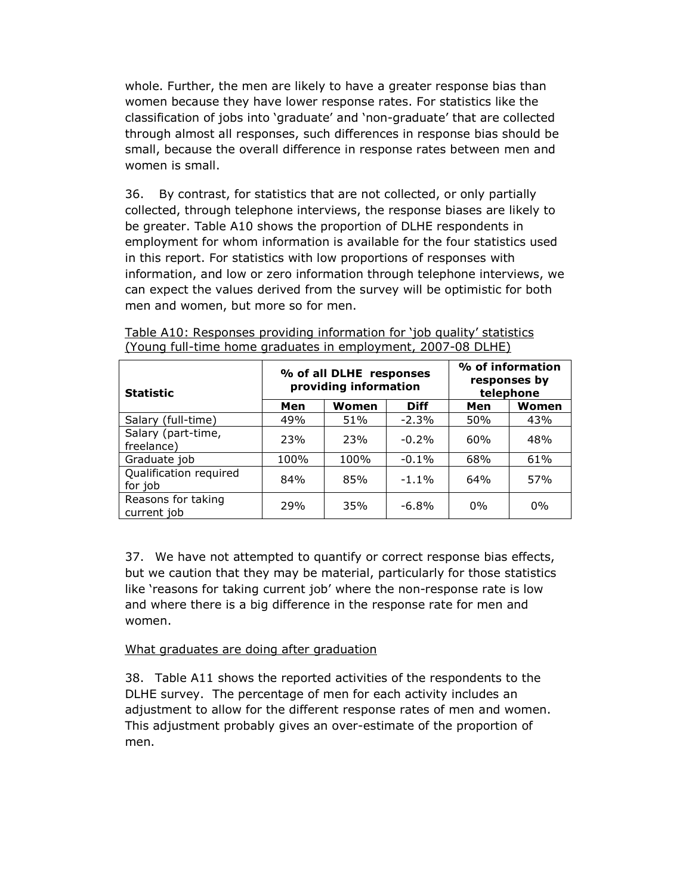whole. Further, the men are likely to have a greater response bias than women because they have lower response rates. For statistics like the classification of jobs into 'graduate' and 'non-graduate' that are collected through almost all responses, such differences in response bias should be small, because the overall difference in response rates between men and women is small.

36. By contrast, for statistics that are not collected, or only partially collected, through telephone interviews, the response biases are likely to be greater. Table A10 shows the proportion of DLHE respondents in employment for whom information is available for the four statistics used in this report. For statistics with low proportions of responses with information, and low or zero information through telephone interviews, we can expect the values derived from the survey will be optimistic for both men and women, but more so for men.

Table A10: Responses providing information for 'job quality' statistics (Young full-time home graduates in employment, 2007-08 DLHE)

| **Statistic** | **% of all DLHE responses providing information** | | | **% of information responses by telephone** | |
|---|---|---|---|---|---|
| | **Men** | **Women** | **Diff** | **Men** | **Women** |
| Salary (full-time) | 49% | 51% | -2.3% | 50% | 43% |
| Salary (part-time, freelance) | 23% | 23% | -0.2% | 60% | 48% |
| Graduate job | 100% | 100% | -0.1% | 68% | 61% |
| Qualification required for job | 84% | 85% | -1.1% | 64% | 57% |
| Reasons for taking current job | 29% | 35% | -6.8% | 0% | 0% |

37. We have not attempted to quantify or correct response bias effects, but we caution that they may be material, particularly for those statistics like 'reasons for taking current job' where the non-response rate is low and where there is a big difference in the response rate for men and women.

What graduates are doing after graduation

38. Table A11 shows the reported activities of the respondents to the DLHE survey. The percentage of men for each activity includes an adjustment to allow for the different response rates of men and women. This adjustment probably gives an over-estimate of the proportion of men.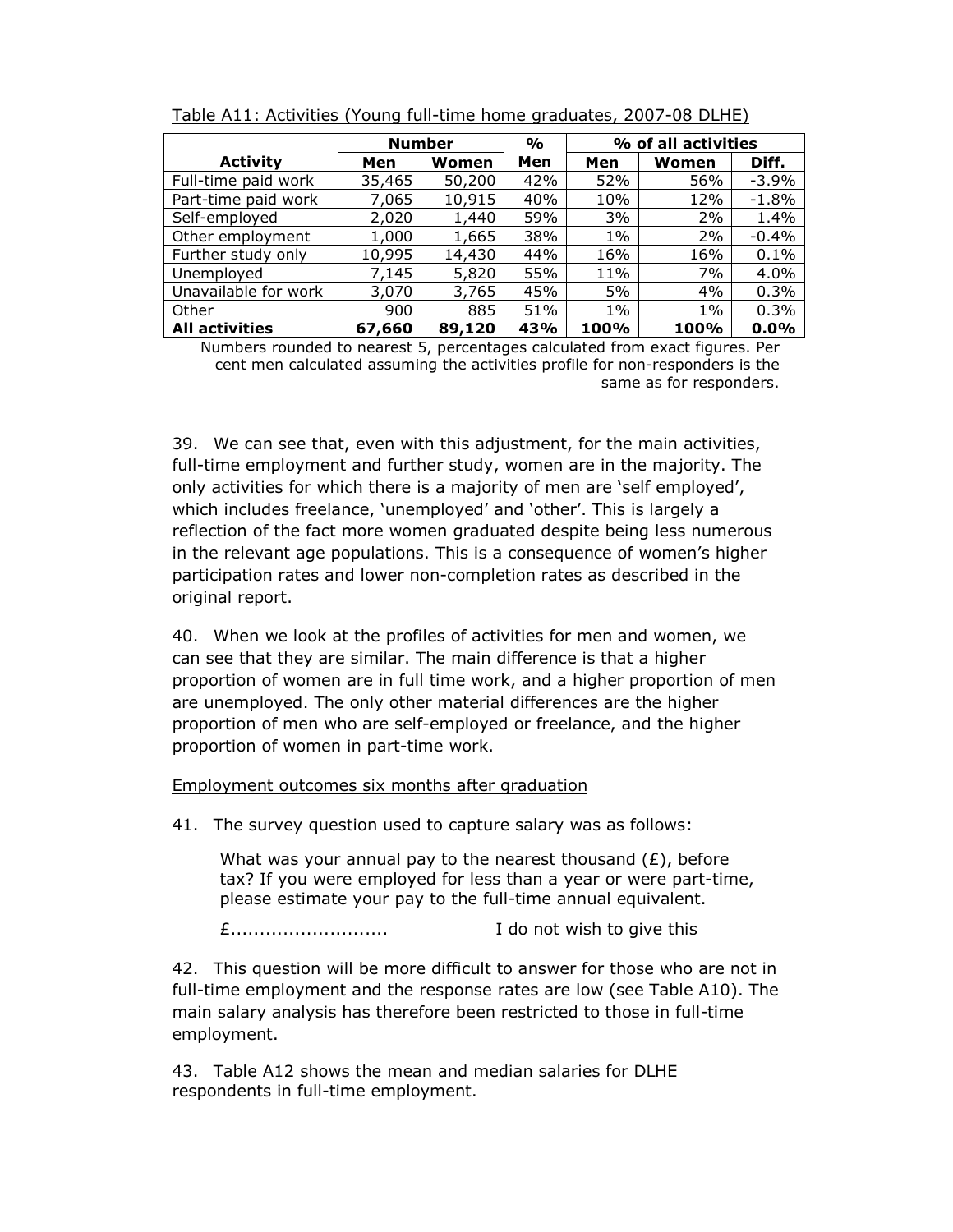Table A11: Activities (Young full-time home graduates, 2007-08 DLHE)

| Activity | Number | | % | % of all activities | | |
|---|---|---|---|---|---|---|
| | Men | Women | Men | Men | Women | Diff. |
| Full-time paid work | 35,465 | 50,200 | 42% | 52% | 56% | -3.9% |
| Part-time paid work | 7,065 | 10,915 | 40% | 10% | 12% | -1.8% |
| Self-employed | 2,020 | 1,440 | 59% | 3% | 2% | 1.4% |
| Other employment | 1,000 | 1,665 | 38% | 1% | 2% | -0.4% |
| Further study only | 10,995 | 14,430 | 44% | 16% | 16% | 0.1% |
| Unemployed | 7,145 | 5,820 | 55% | 11% | 7% | 4.0% |
| Unavailable for work | 3,070 | 3,765 | 45% | 5% | 4% | 0.3% |
| Other | 900 | 885 | 51% | 1% | 1% | 0.3% |
| **All activities** | **67,660** | **89,120** | **43%** | **100%** | **100%** | **0.0%** |

Numbers rounded to nearest 5, percentages calculated from exact figures. Per cent men calculated assuming the activities profile for non-responders is the same as for responders.

39. We can see that, even with this adjustment, for the main activities, full-time employment and further study, women are in the majority. The only activities for which there is a majority of men are 'self employed', which includes freelance, 'unemployed' and 'other'. This is largely a reflection of the fact more women graduated despite being less numerous in the relevant age populations. This is a consequence of women's higher participation rates and lower non-completion rates as described in the original report.

40. When we look at the profiles of activities for men and women, we can see that they are similar. The main difference is that a higher proportion of women are in full time work, and a higher proportion of men are unemployed. The only other material differences are the higher proportion of men who are self-employed or freelance, and the higher proportion of women in part-time work.

Employment outcomes six months after graduation

41. The survey question used to capture salary was as follows:

> What was your annual pay to the nearest thousand (£), before tax? If you were employed for less than a year or were part-time, please estimate your pay to the full-time annual equivalent.
>
> £........................... I do not wish to give this

42. This question will be more difficult to answer for those who are not in full-time employment and the response rates are low (see Table A10). The main salary analysis has therefore been restricted to those in full-time employment.

43. Table A12 shows the mean and median salaries for DLHE respondents in full-time employment.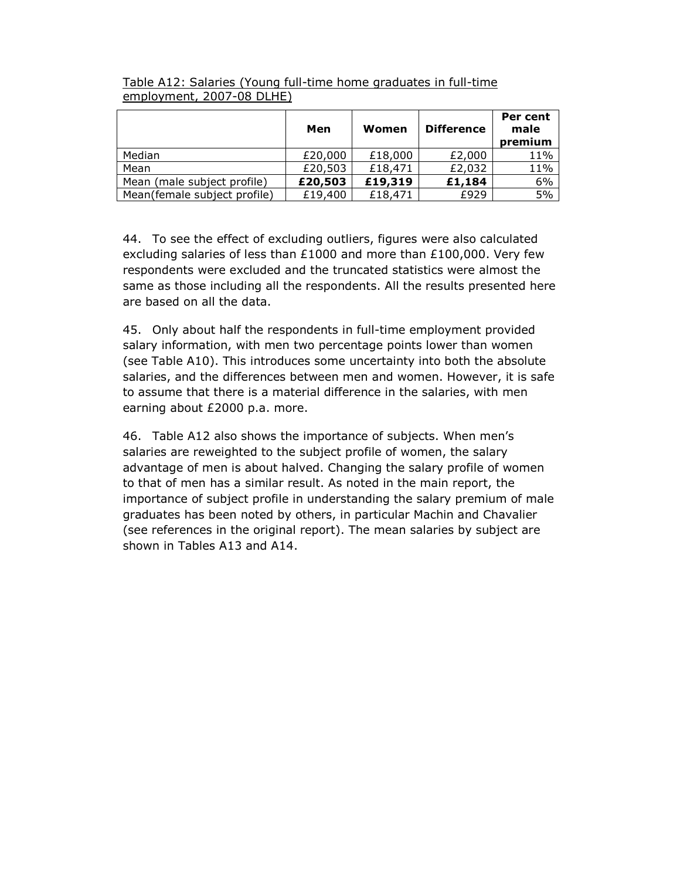Table A12: Salaries (Young full-time home graduates in full-time employment, 2007-08 DLHE)

| | Men | Women | Difference | Per cent male premium |
|---|---|---|---|---|
| Median | £20,000 | £18,000 | £2,000 | 11% |
| Mean | £20,503 | £18,471 | £2,032 | 11% |
| Mean (male subject profile) | **£20,503** | **£19,319** | **£1,184** | 6% |
| Mean(female subject profile) | £19,400 | £18,471 | £929 | 5% |

44. To see the effect of excluding outliers, figures were also calculated excluding salaries of less than £1000 and more than £100,000. Very few respondents were excluded and the truncated statistics were almost the same as those including all the respondents. All the results presented here are based on all the data.

45. Only about half the respondents in full-time employment provided salary information, with men two percentage points lower than women (see Table A10). This introduces some uncertainty into both the absolute salaries, and the differences between men and women. However, it is safe to assume that there is a material difference in the salaries, with men earning about £2000 p.a. more.

46. Table A12 also shows the importance of subjects. When men's salaries are reweighted to the subject profile of women, the salary advantage of men is about halved. Changing the salary profile of women to that of men has a similar result. As noted in the main report, the importance of subject profile in understanding the salary premium of male graduates has been noted by others, in particular Machin and Chavalier (see references in the original report). The mean salaries by subject are shown in Tables A13 and A14.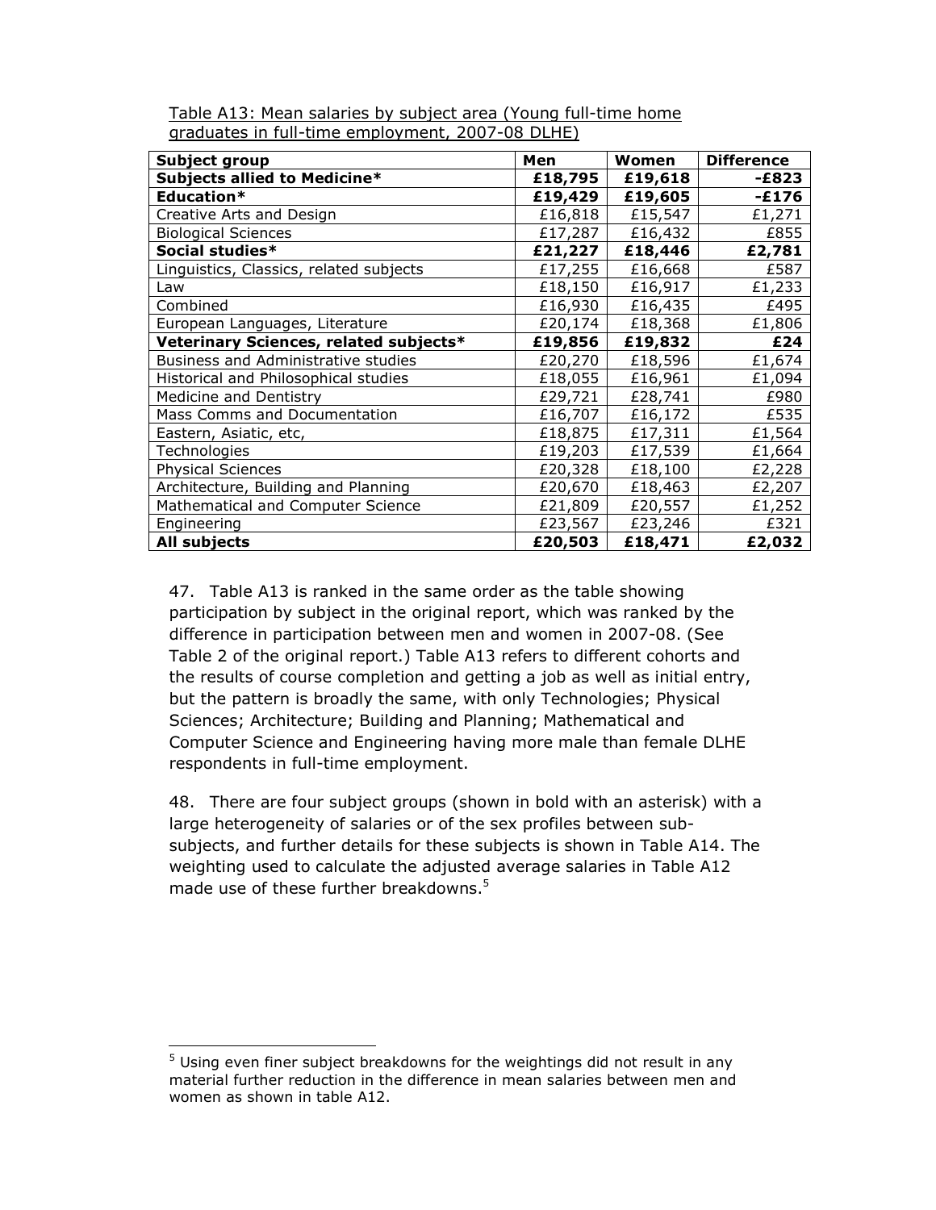Table A13: Mean salaries by subject area (Young full-time home graduates in full-time employment, 2007-08 DLHE)

| Subject group | Men | Women | Difference |
|---|---|---|---|
| **Subjects allied to Medicine*** | **£18,795** | **£19,618** | **-£823** |
| **Education*** | **£19,429** | **£19,605** | **-£176** |
| Creative Arts and Design | £16,818 | £15,547 | £1,271 |
| Biological Sciences | £17,287 | £16,432 | £855 |
| **Social studies*** | **£21,227** | **£18,446** | **£2,781** |
| Linguistics, Classics, related subjects | £17,255 | £16,668 | £587 |
| Law | £18,150 | £16,917 | £1,233 |
| Combined | £16,930 | £16,435 | £495 |
| European Languages, Literature | £20,174 | £18,368 | £1,806 |
| **Veterinary Sciences, related subjects*** | **£19,856** | **£19,832** | **£24** |
| Business and Administrative studies | £20,270 | £18,596 | £1,674 |
| Historical and Philosophical studies | £18,055 | £16,961 | £1,094 |
| Medicine and Dentistry | £29,721 | £28,741 | £980 |
| Mass Comms and Documentation | £16,707 | £16,172 | £535 |
| Eastern, Asiatic, etc, | £18,875 | £17,311 | £1,564 |
| Technologies | £19,203 | £17,539 | £1,664 |
| Physical Sciences | £20,328 | £18,100 | £2,228 |
| Architecture, Building and Planning | £20,670 | £18,463 | £2,207 |
| Mathematical and Computer Science | £21,809 | £20,557 | £1,252 |
| Engineering | £23,567 | £23,246 | £321 |
| **All subjects** | **£20,503** | **£18,471** | **£2,032** |

47. Table A13 is ranked in the same order as the table showing participation by subject in the original report, which was ranked by the difference in participation between men and women in 2007-08. (See Table 2 of the original report.) Table A13 refers to different cohorts and the results of course completion and getting a job as well as initial entry, but the pattern is broadly the same, with only Technologies; Physical Sciences; Architecture; Building and Planning; Mathematical and Computer Science and Engineering having more male than female DLHE respondents in full-time employment.

48. There are four subject groups (shown in bold with an asterisk) with a large heterogeneity of salaries or of the sex profiles between sub-subjects, and further details for these subjects is shown in Table A14. The weighting used to calculate the adjusted average salaries in Table A12 made use of these further breakdowns.[5]

[5] Using even finer subject breakdowns for the weightings did not result in any material further reduction in the difference in mean salaries between men and women as shown in table A12.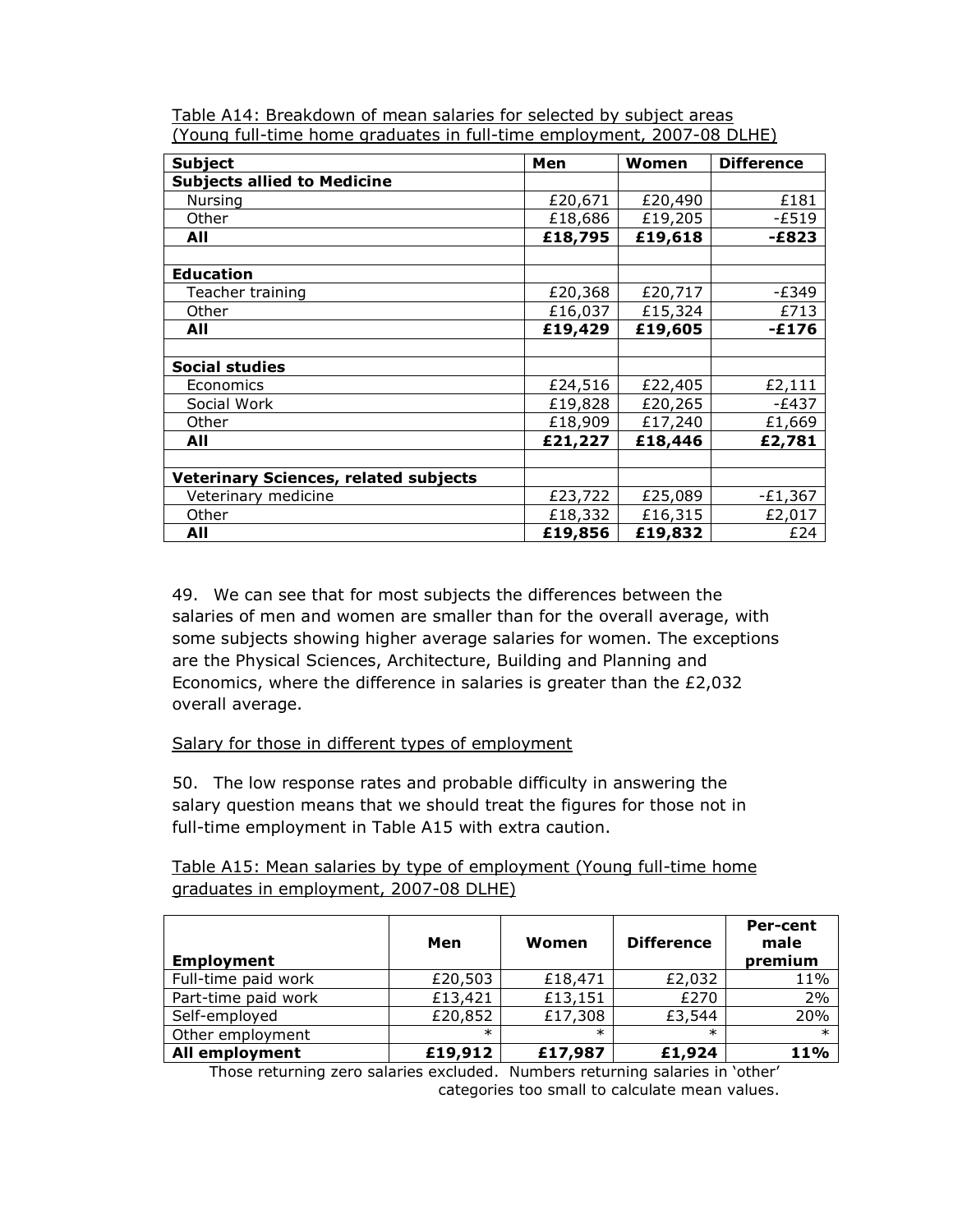Table A14: Breakdown of mean salaries for selected by subject areas (Young full-time home graduates in full-time employment, 2007-08 DLHE)

| Subject | Men | Women | Difference |
|---|---|---|---|
| **Subjects allied to Medicine** | | | |
| Nursing | £20,671 | £20,490 | £181 |
| Other | £18,686 | £19,205 | -£519 |
| **All** | **£18,795** | **£19,618** | **-£823** |
| | | | |
| **Education** | | | |
| Teacher training | £20,368 | £20,717 | -£349 |
| Other | £16,037 | £15,324 | £713 |
| **All** | **£19,429** | **£19,605** | **-£176** |
| | | | |
| **Social studies** | | | |
| Economics | £24,516 | £22,405 | £2,111 |
| Social Work | £19,828 | £20,265 | -£437 |
| Other | £18,909 | £17,240 | £1,669 |
| **All** | **£21,227** | **£18,446** | **£2,781** |
| | | | |
| **Veterinary Sciences, related subjects** | | | |
| Veterinary medicine | £23,722 | £25,089 | -£1,367 |
| Other | £18,332 | £16,315 | £2,017 |
| **All** | **£19,856** | **£19,832** | £24 |

49. We can see that for most subjects the differences between the salaries of men and women are smaller than for the overall average, with some subjects showing higher average salaries for women. The exceptions are the Physical Sciences, Architecture, Building and Planning and Economics, where the difference in salaries is greater than the £2,032 overall average.

Salary for those in different types of employment

50. The low response rates and probable difficulty in answering the salary question means that we should treat the figures for those not in full-time employment in Table A15 with extra caution.

Table A15: Mean salaries by type of employment (Young full-time home graduates in employment, 2007-08 DLHE)

| Employment | Men | Women | Difference | Per-cent male premium |
|---|---|---|---|---|
| Full-time paid work | £20,503 | £18,471 | £2,032 | 11% |
| Part-time paid work | £13,421 | £13,151 | £270 | 2% |
| Self-employed | £20,852 | £17,308 | £3,544 | 20% |
| Other employment | * | * | * | * |
| **All employment** | **£19,912** | **£17,987** | **£1,924** | **11%** |

Those returning zero salaries excluded. Numbers returning salaries in 'other' categories too small to calculate mean values.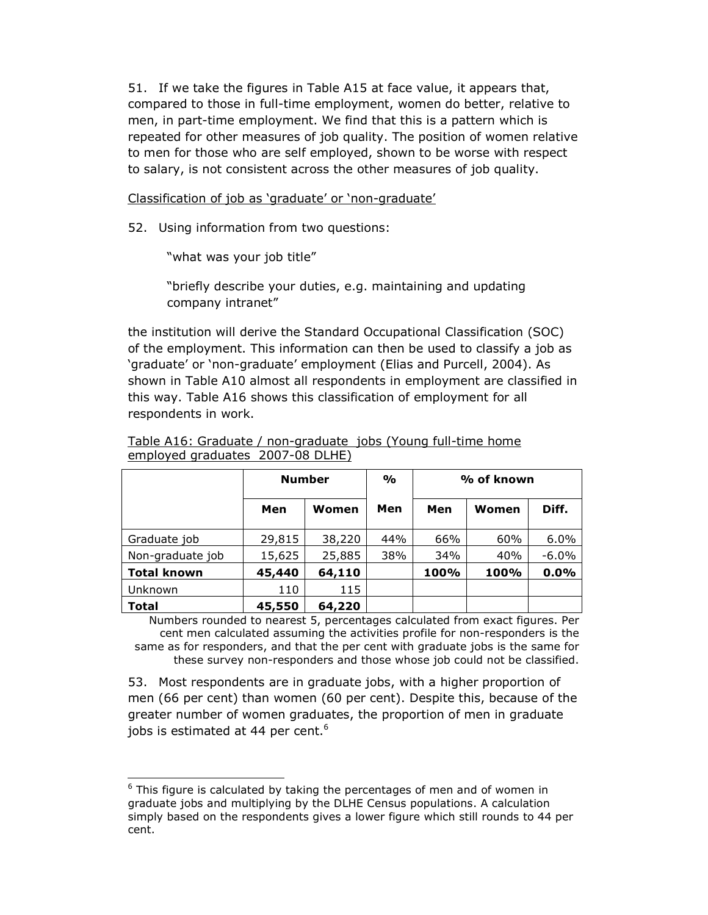51. If we take the figures in Table A15 at face value, it appears that, compared to those in full-time employment, women do better, relative to men, in part-time employment. We find that this is a pattern which is repeated for other measures of job quality. The position of women relative to men for those who are self employed, shown to be worse with respect to salary, is not consistent across the other measures of job quality.

Classification of job as 'graduate' or 'non-graduate'

52. Using information from two questions:

> "what was your job title"
>
> "briefly describe your duties, e.g. maintaining and updating company intranet"

the institution will derive the Standard Occupational Classification (SOC) of the employment. This information can then be used to classify a job as 'graduate' or 'non-graduate' employment (Elias and Purcell, 2004). As shown in Table A10 almost all respondents in employment are classified in this way. Table A16 shows this classification of employment for all respondents in work.

Table A16: Graduate / non-graduate jobs (Young full-time home employed graduates 2007-08 DLHE)

| | Number | | % | % of known | | |
|---|---|---|---|---|---|---|
| | **Men** | **Women** | **Men** | **Men** | **Women** | **Diff.** |
| Graduate job | 29,815 | 38,220 | 44% | 66% | 60% | 6.0% |
| Non-graduate job | 15,625 | 25,885 | 38% | 34% | 40% | -6.0% |
| **Total known** | **45,440** | **64,110** | | **100%** | **100%** | **0.0%** |
| Unknown | 110 | 115 | | | | |
| **Total** | **45,550** | **64,220** | | | | |

Numbers rounded to nearest 5, percentages calculated from exact figures. Per cent men calculated assuming the activities profile for non-responders is the same as for responders, and that the per cent with graduate jobs is the same for these survey non-responders and those whose job could not be classified.

53. Most respondents are in graduate jobs, with a higher proportion of men (66 per cent) than women (60 per cent). Despite this, because of the greater number of women graduates, the proportion of men in graduate jobs is estimated at 44 per cent.[6]

---

[6] This figure is calculated by taking the percentages of men and of women in graduate jobs and multiplying by the DLHE Census populations. A calculation simply based on the respondents gives a lower figure which still rounds to 44 per cent.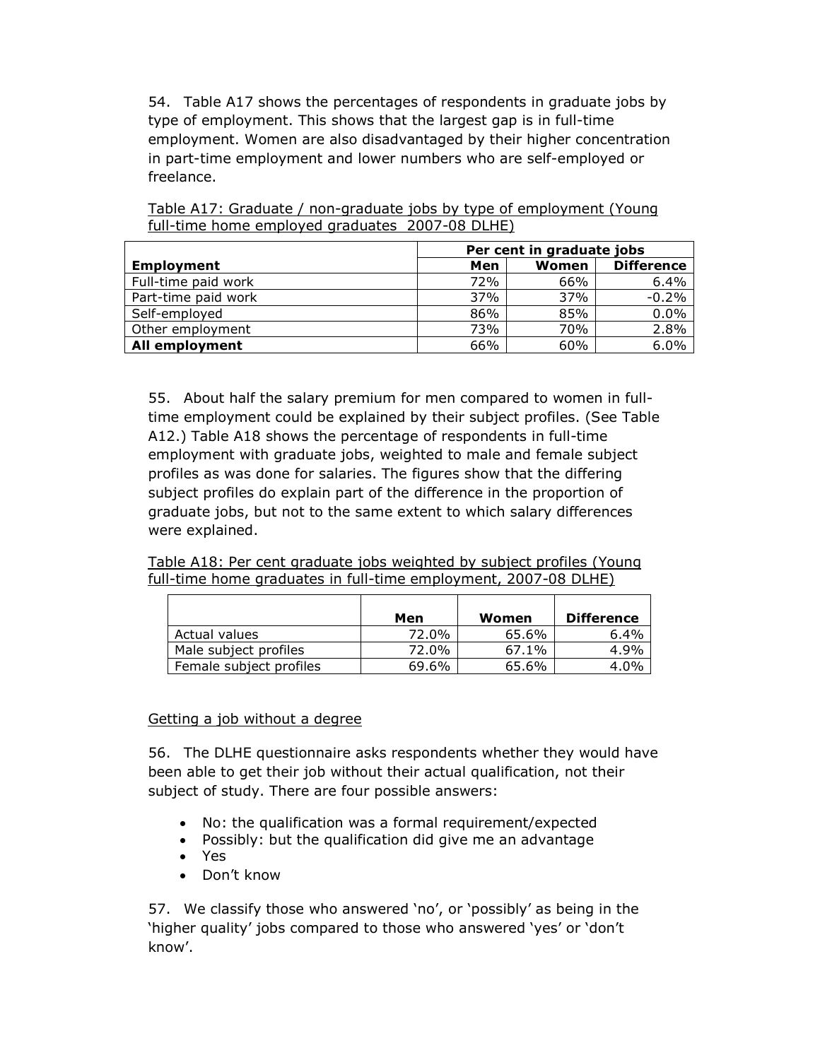54. Table A17 shows the percentages of respondents in graduate jobs by type of employment. This shows that the largest gap is in full-time employment. Women are also disadvantaged by their higher concentration in part-time employment and lower numbers who are self-employed or freelance.

Table A17: Graduate / non-graduate jobs by type of employment (Young full-time home employed graduates 2007-08 DLHE)

| | Per cent in graduate jobs | | |
|---|---|---|---|
| **Employment** | **Men** | **Women** | **Difference** |
| Full-time paid work | 72% | 66% | 6.4% |
| Part-time paid work | 37% | 37% | -0.2% |
| Self-employed | 86% | 85% | 0.0% |
| Other employment | 73% | 70% | 2.8% |
| **All employment** | 66% | 60% | 6.0% |

55. About half the salary premium for men compared to women in full-time employment could be explained by their subject profiles. (See Table A12.) Table A18 shows the percentage of respondents in full-time employment with graduate jobs, weighted to male and female subject profiles as was done for salaries. The figures show that the differing subject profiles do explain part of the difference in the proportion of graduate jobs, but not to the same extent to which salary differences were explained.

Table A18: Per cent graduate jobs weighted by subject profiles (Young full-time home graduates in full-time employment, 2007-08 DLHE)

| | Men | Women | Difference |
|---|---|---|---|
| Actual values | 72.0% | 65.6% | 6.4% |
| Male subject profiles | 72.0% | 67.1% | 4.9% |
| Female subject profiles | 69.6% | 65.6% | 4.0% |

Getting a job without a degree

56. The DLHE questionnaire asks respondents whether they would have been able to get their job without their actual qualification, not their subject of study. There are four possible answers:

- No: the qualification was a formal requirement/expected
- Possibly: but the qualification did give me an advantage
- Yes
- Don't know

57. We classify those who answered 'no', or 'possibly' as being in the 'higher quality' jobs compared to those who answered 'yes' or 'don't know'.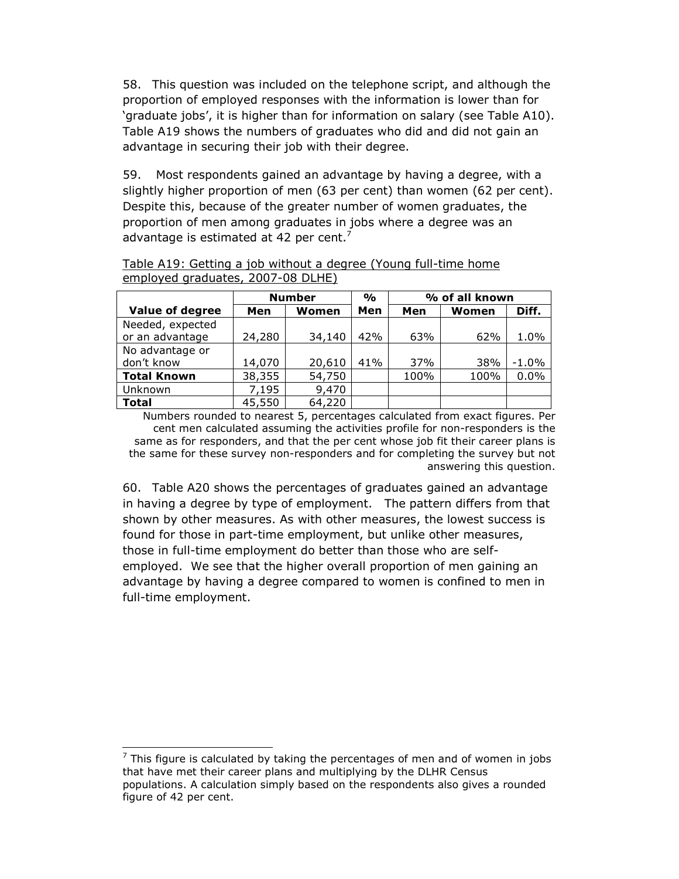58. This question was included on the telephone script, and although the proportion of employed responses with the information is lower than for 'graduate jobs', it is higher than for information on salary (see Table A10). Table A19 shows the numbers of graduates who did and did not gain an advantage in securing their job with their degree.

59. Most respondents gained an advantage by having a degree, with a slightly higher proportion of men (63 per cent) than women (62 per cent). Despite this, because of the greater number of women graduates, the proportion of men among graduates in jobs where a degree was an advantage is estimated at 42 per cent.[7]

Table A19: Getting a job without a degree (Young full-time home employed graduates, 2007-08 DLHE)

| | Number | | % | % of all known | | |
|---|---|---|---|---|---|---|
| **Value of degree** | **Men** | **Women** | **Men** | **Men** | **Women** | **Diff.** |
| Needed, expected or an advantage | 24,280 | 34,140 | 42% | 63% | 62% | 1.0% |
| No advantage or don't know | 14,070 | 20,610 | 41% | 37% | 38% | -1.0% |
| **Total Known** | 38,355 | 54,750 | | 100% | 100% | 0.0% |
| Unknown | 7,195 | 9,470 | | | | |
| **Total** | 45,550 | 64,220 | | | | |

Numbers rounded to nearest 5, percentages calculated from exact figures. Per cent men calculated assuming the activities profile for non-responders is the same as for responders, and that the per cent whose job fit their career plans is the same for these survey non-responders and for completing the survey but not answering this question.

60. Table A20 shows the percentages of graduates gained an advantage in having a degree by type of employment. The pattern differs from that shown by other measures. As with other measures, the lowest success is found for those in part-time employment, but unlike other measures, those in full-time employment do better than those who are self-employed. We see that the higher overall proportion of men gaining an advantage by having a degree compared to women is confined to men in full-time employment.

[7] This figure is calculated by taking the percentages of men and of women in jobs that have met their career plans and multiplying by the DLHR Census populations. A calculation simply based on the respondents also gives a rounded figure of 42 per cent.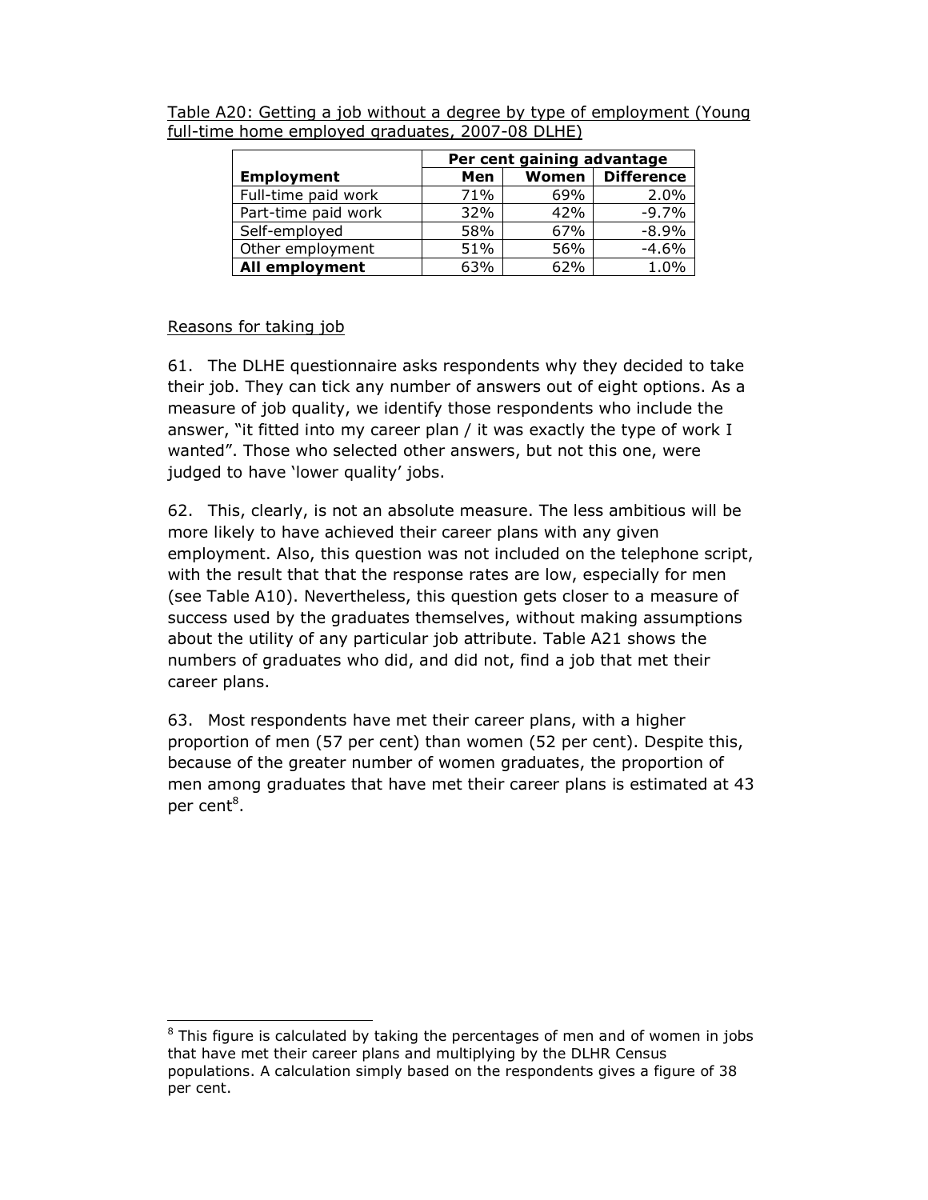Table A20: Getting a job without a degree by type of employment (Young full-time home employed graduates, 2007-08 DLHE)

| | Per cent gaining advantage | | |
|---|---|---|---|
| **Employment** | **Men** | **Women** | **Difference** |
| Full-time paid work | 71% | 69% | 2.0% |
| Part-time paid work | 32% | 42% | -9.7% |
| Self-employed | 58% | 67% | -8.9% |
| Other employment | 51% | 56% | -4.6% |
| **All employment** | 63% | 62% | 1.0% |

Reasons for taking job

61. The DLHE questionnaire asks respondents why they decided to take their job. They can tick any number of answers out of eight options. As a measure of job quality, we identify those respondents who include the answer, "it fitted into my career plan / it was exactly the type of work I wanted". Those who selected other answers, but not this one, were judged to have 'lower quality' jobs.

62. This, clearly, is not an absolute measure. The less ambitious will be more likely to have achieved their career plans with any given employment. Also, this question was not included on the telephone script, with the result that that the response rates are low, especially for men (see Table A10). Nevertheless, this question gets closer to a measure of success used by the graduates themselves, without making assumptions about the utility of any particular job attribute. Table A21 shows the numbers of graduates who did, and did not, find a job that met their career plans.

63. Most respondents have met their career plans, with a higher proportion of men (57 per cent) than women (52 per cent). Despite this, because of the greater number of women graduates, the proportion of men among graduates that have met their career plans is estimated at 43 per cent[8].

[8] This figure is calculated by taking the percentages of men and of women in jobs that have met their career plans and multiplying by the DLHR Census populations. A calculation simply based on the respondents gives a figure of 38 per cent.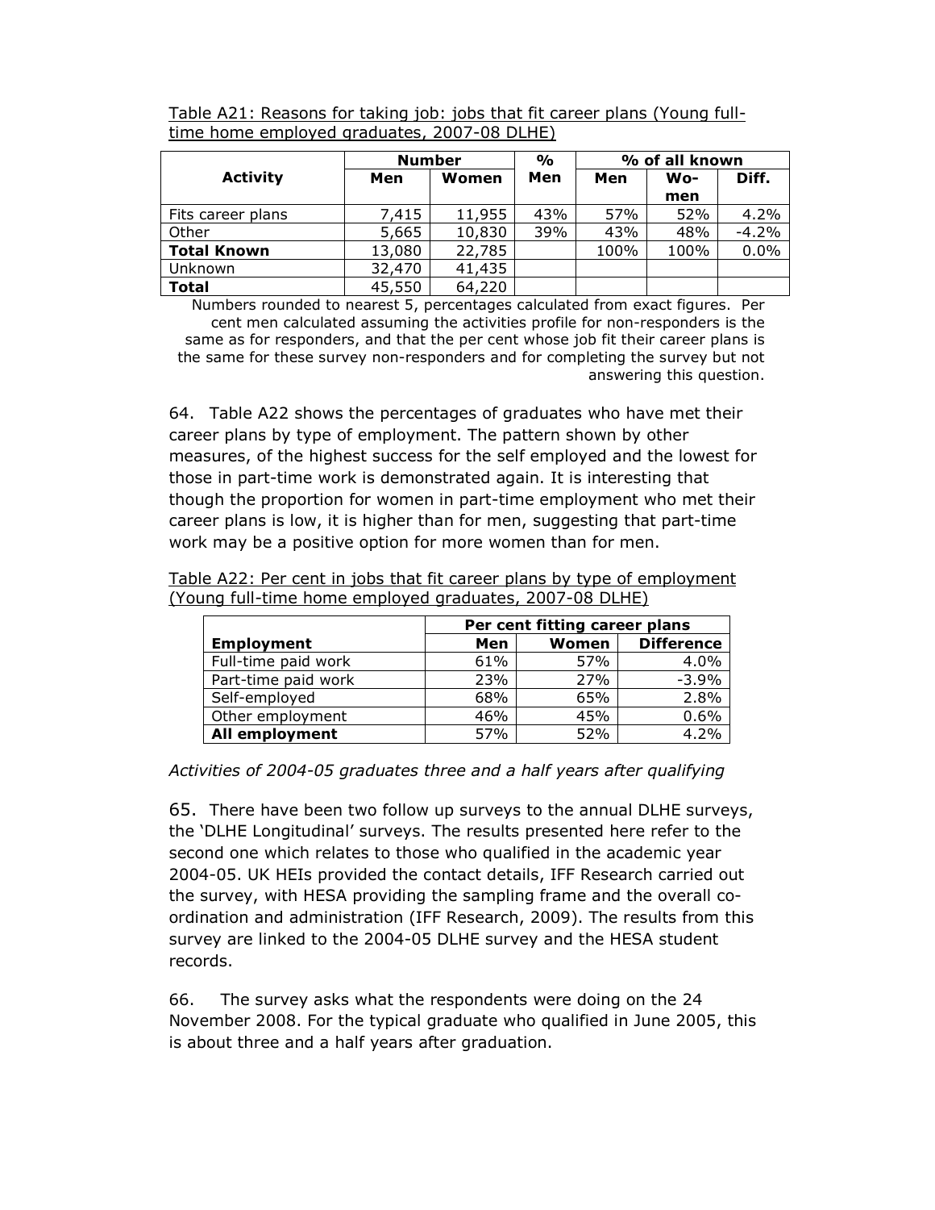Table A21: Reasons for taking job: jobs that fit career plans (Young full-time home employed graduates, 2007-08 DLHE)

| Activity | Number | | % | % of all known | | |
|---|---|---|---|---|---|---|
| | Men | Women | Men | Men | Wo-men | Diff. |
| Fits career plans | 7,415 | 11,955 | 43% | 57% | 52% | 4.2% |
| Other | 5,665 | 10,830 | 39% | 43% | 48% | -4.2% |
| **Total Known** | 13,080 | 22,785 | | 100% | 100% | 0.0% |
| Unknown | 32,470 | 41,435 | | | | |
| **Total** | 45,550 | 64,220 | | | | |

Numbers rounded to nearest 5, percentages calculated from exact figures. Per cent men calculated assuming the activities profile for non-responders is the same as for responders, and that the per cent whose job fit their career plans is the same for these survey non-responders and for completing the survey but not answering this question.

64. Table A22 shows the percentages of graduates who have met their career plans by type of employment. The pattern shown by other measures, of the highest success for the self employed and the lowest for those in part-time work is demonstrated again. It is interesting that though the proportion for women in part-time employment who met their career plans is low, it is higher than for men, suggesting that part-time work may be a positive option for more women than for men.

Table A22: Per cent in jobs that fit career plans by type of employment (Young full-time home employed graduates, 2007-08 DLHE)

| | Per cent fitting career plans | | |
|---|---|---|---|
| **Employment** | **Men** | **Women** | **Difference** |
| Full-time paid work | 61% | 57% | 4.0% |
| Part-time paid work | 23% | 27% | -3.9% |
| Self-employed | 68% | 65% | 2.8% |
| Other employment | 46% | 45% | 0.6% |
| **All employment** | 57% | 52% | 4.2% |

*Activities of 2004-05 graduates three and a half years after qualifying*

65. There have been two follow up surveys to the annual DLHE surveys, the 'DLHE Longitudinal' surveys. The results presented here refer to the second one which relates to those who qualified in the academic year 2004-05. UK HEIs provided the contact details, IFF Research carried out the survey, with HESA providing the sampling frame and the overall co-ordination and administration (IFF Research, 2009). The results from this survey are linked to the 2004-05 DLHE survey and the HESA student records.

66. The survey asks what the respondents were doing on the 24 November 2008. For the typical graduate who qualified in June 2005, this is about three and a half years after graduation.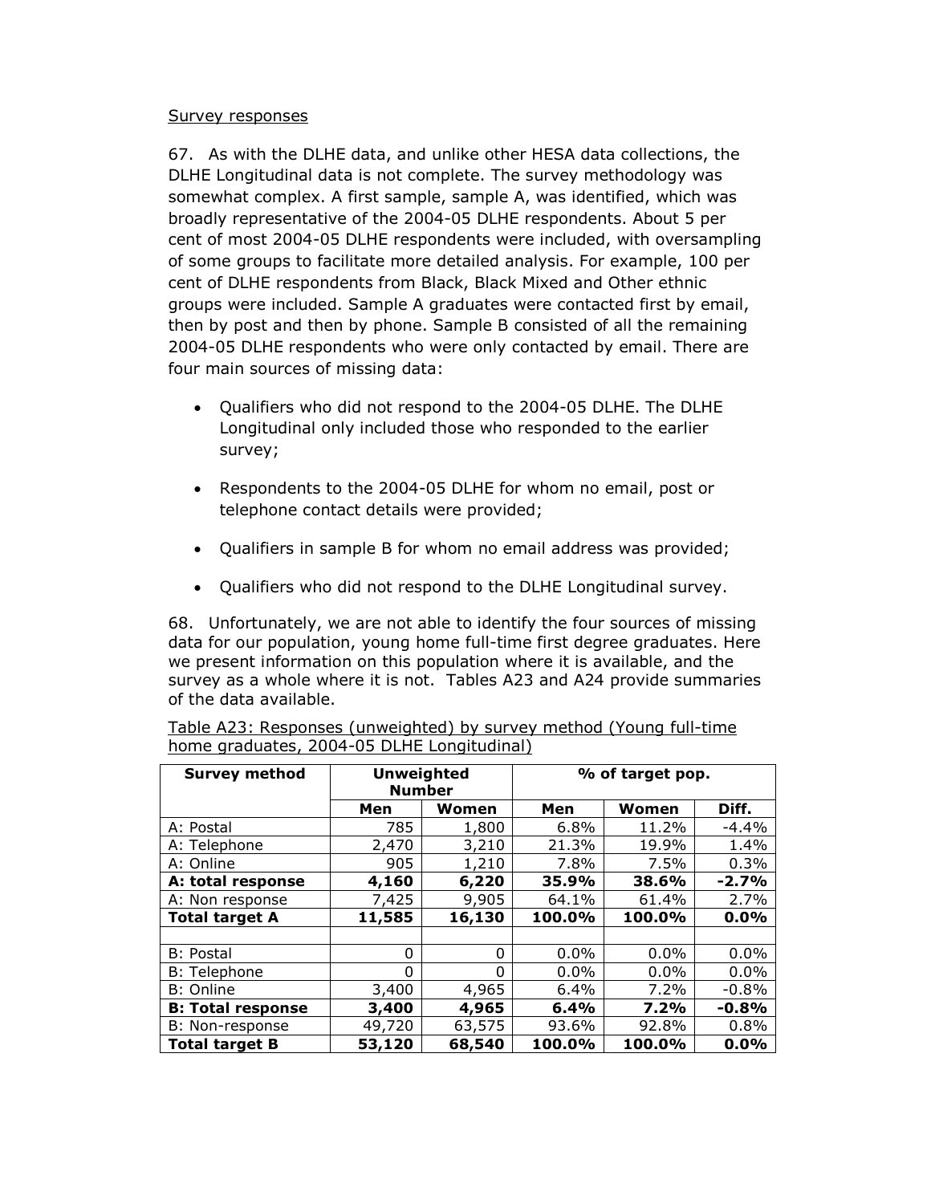Survey responses

67. As with the DLHE data, and unlike other HESA data collections, the DLHE Longitudinal data is not complete. The survey methodology was somewhat complex. A first sample, sample A, was identified, which was broadly representative of the 2004-05 DLHE respondents. About 5 per cent of most 2004-05 DLHE respondents were included, with oversampling of some groups to facilitate more detailed analysis. For example, 100 per cent of DLHE respondents from Black, Black Mixed and Other ethnic groups were included. Sample A graduates were contacted first by email, then by post and then by phone. Sample B consisted of all the remaining 2004-05 DLHE respondents who were only contacted by email. There are four main sources of missing data:

- Qualifiers who did not respond to the 2004-05 DLHE. The DLHE Longitudinal only included those who responded to the earlier survey;
- Respondents to the 2004-05 DLHE for whom no email, post or telephone contact details were provided;
- Qualifiers in sample B for whom no email address was provided;
- Qualifiers who did not respond to the DLHE Longitudinal survey.

68. Unfortunately, we are not able to identify the four sources of missing data for our population, young home full-time first degree graduates. Here we present information on this population where it is available, and the survey as a whole where it is not. Tables A23 and A24 provide summaries of the data available.

Table A23: Responses (unweighted) by survey method (Young full-time home graduates, 2004-05 DLHE Longitudinal)

| Survey method | Unweighted Number | | % of target pop. | | |
|---|---|---|---|---|---|
| | Men | Women | Men | Women | Diff. |
| A: Postal | 785 | 1,800 | 6.8% | 11.2% | -4.4% |
| A: Telephone | 2,470 | 3,210 | 21.3% | 19.9% | 1.4% |
| A: Online | 905 | 1,210 | 7.8% | 7.5% | 0.3% |
| **A: total response** | **4,160** | **6,220** | **35.9%** | **38.6%** | **-2.7%** |
| A: Non response | 7,425 | 9,905 | 64.1% | 61.4% | 2.7% |
| **Total target A** | **11,585** | **16,130** | **100.0%** | **100.0%** | **0.0%** |
| | | | | | |
| B: Postal | 0 | 0 | 0.0% | 0.0% | 0.0% |
| B: Telephone | 0 | 0 | 0.0% | 0.0% | 0.0% |
| B: Online | 3,400 | 4,965 | 6.4% | 7.2% | -0.8% |
| **B: Total response** | **3,400** | **4,965** | **6.4%** | **7.2%** | **-0.8%** |
| B: Non-response | 49,720 | 63,575 | 93.6% | 92.8% | 0.8% |
| **Total target B** | **53,120** | **68,540** | **100.0%** | **100.0%** | **0.0%** |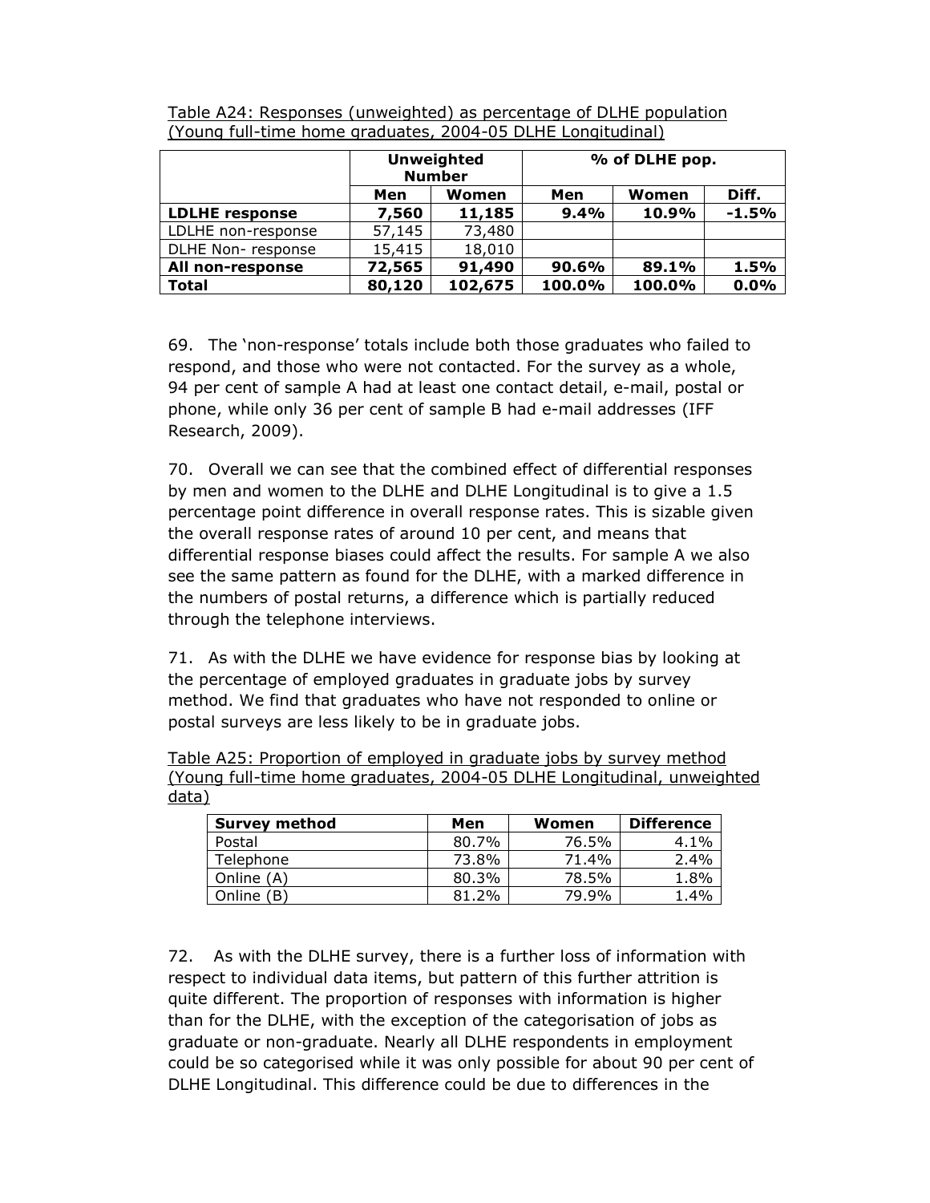Table A24: Responses (unweighted) as percentage of DLHE population (Young full-time home graduates, 2004-05 DLHE Longitudinal)

| | **Unweighted Number** | | **% of DLHE pop.** | | |
|---|---|---|---|---|---|
| | **Men** | **Women** | **Men** | **Women** | **Diff.** |
| **LDLHE response** | **7,560** | **11,185** | **9.4%** | **10.9%** | **-1.5%** |
| LDLHE non-response | 57,145 | 73,480 | | | |
| DLHE Non- response | 15,415 | 18,010 | | | |
| **All non-response** | **72,565** | **91,490** | **90.6%** | **89.1%** | **1.5%** |
| **Total** | **80,120** | **102,675** | **100.0%** | **100.0%** | **0.0%** |

69. The 'non-response' totals include both those graduates who failed to respond, and those who were not contacted. For the survey as a whole, 94 per cent of sample A had at least one contact detail, e-mail, postal or phone, while only 36 per cent of sample B had e-mail addresses (IFF Research, 2009).

70. Overall we can see that the combined effect of differential responses by men and women to the DLHE and DLHE Longitudinal is to give a 1.5 percentage point difference in overall response rates. This is sizable given the overall response rates of around 10 per cent, and means that differential response biases could affect the results. For sample A we also see the same pattern as found for the DLHE, with a marked difference in the numbers of postal returns, a difference which is partially reduced through the telephone interviews.

71. As with the DLHE we have evidence for response bias by looking at the percentage of employed graduates in graduate jobs by survey method. We find that graduates who have not responded to online or postal surveys are less likely to be in graduate jobs.

Table A25: Proportion of employed in graduate jobs by survey method (Young full-time home graduates, 2004-05 DLHE Longitudinal, unweighted data)

| **Survey method** | **Men** | **Women** | **Difference** |
|---|---|---|---|
| Postal | 80.7% | 76.5% | 4.1% |
| Telephone | 73.8% | 71.4% | 2.4% |
| Online (A) | 80.3% | 78.5% | 1.8% |
| Online (B) | 81.2% | 79.9% | 1.4% |

72. As with the DLHE survey, there is a further loss of information with respect to individual data items, but pattern of this further attrition is quite different. The proportion of responses with information is higher than for the DLHE, with the exception of the categorisation of jobs as graduate or non-graduate. Nearly all DLHE respondents in employment could be so categorised while it was only possible for about 90 per cent of DLHE Longitudinal. This difference could be due to differences in the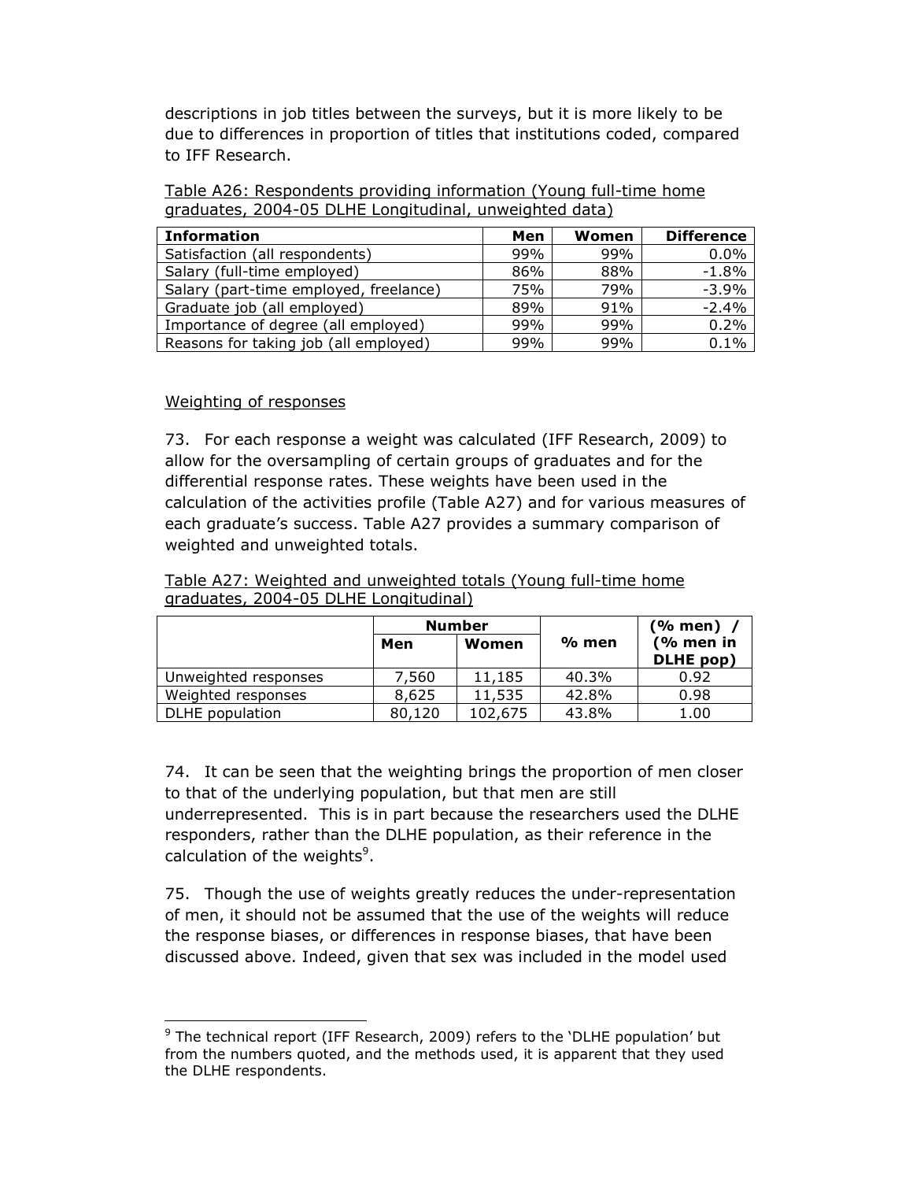descriptions in job titles between the surveys, but it is more likely to be due to differences in proportion of titles that institutions coded, compared to IFF Research.

Table A26: Respondents providing information (Young full-time home graduates, 2004-05 DLHE Longitudinal, unweighted data)

| Information | Men | Women | Difference |
|---|---|---|---|
| Satisfaction (all respondents) | 99% | 99% | 0.0% |
| Salary (full-time employed) | 86% | 88% | -1.8% |
| Salary (part-time employed, freelance) | 75% | 79% | -3.9% |
| Graduate job (all employed) | 89% | 91% | -2.4% |
| Importance of degree (all employed) | 99% | 99% | 0.2% |
| Reasons for taking job (all employed) | 99% | 99% | 0.1% |

Weighting of responses

73. For each response a weight was calculated (IFF Research, 2009) to allow for the oversampling of certain groups of graduates and for the differential response rates. These weights have been used in the calculation of the activities profile (Table A27) and for various measures of each graduate's success. Table A27 provides a summary comparison of weighted and unweighted totals.

Table A27: Weighted and unweighted totals (Young full-time home graduates, 2004-05 DLHE Longitudinal)

| | Number | | % men | (% men) / (% men in DLHE pop) |
|---|---|---|---|---|
| | Men | Women | | |
| Unweighted responses | 7,560 | 11,185 | 40.3% | 0.92 |
| Weighted responses | 8,625 | 11,535 | 42.8% | 0.98 |
| DLHE population | 80,120 | 102,675 | 43.8% | 1.00 |

74. It can be seen that the weighting brings the proportion of men closer to that of the underlying population, but that men are still underrepresented. This is in part because the researchers used the DLHE responders, rather than the DLHE population, as their reference in the calculation of the weights[9].

75. Though the use of weights greatly reduces the under-representation of men, it should not be assumed that the use of the weights will reduce the response biases, or differences in response biases, that have been discussed above. Indeed, given that sex was included in the model used

[9] The technical report (IFF Research, 2009) refers to the 'DLHE population' but from the numbers quoted, and the methods used, it is apparent that they used the DLHE respondents.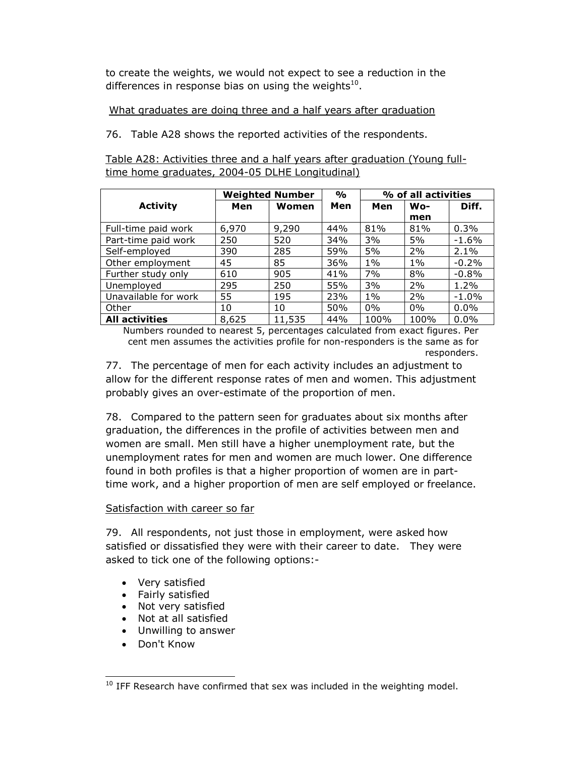to create the weights, we would not expect to see a reduction in the differences in response bias on using the weights[10].

What graduates are doing three and a half years after graduation

76. Table A28 shows the reported activities of the respondents.

Table A28: Activities three and a half years after graduation (Young full-time home graduates, 2004-05 DLHE Longitudinal)

| Activity | Weighted Number | | % | % of all activities | | |
|---|---|---|---|---|---|---|
| | Men | Women | Men | Men | Wo-men | Diff. |
| Full-time paid work | 6,970 | 9,290 | 44% | 81% | 81% | 0.3% |
| Part-time paid work | 250 | 520 | 34% | 3% | 5% | -1.6% |
| Self-employed | 390 | 285 | 59% | 5% | 2% | 2.1% |
| Other employment | 45 | 85 | 36% | 1% | 1% | -0.2% |
| Further study only | 610 | 905 | 41% | 7% | 8% | -0.8% |
| Unemployed | 295 | 250 | 55% | 3% | 2% | 1.2% |
| Unavailable for work | 55 | 195 | 23% | 1% | 2% | -1.0% |
| Other | 10 | 10 | 50% | 0% | 0% | 0.0% |
| **All activities** | 8,625 | 11,535 | 44% | 100% | 100% | 0.0% |

Numbers rounded to nearest 5, percentages calculated from exact figures. Per cent men assumes the activities profile for non-responders is the same as for responders.

77. The percentage of men for each activity includes an adjustment to allow for the different response rates of men and women. This adjustment probably gives an over-estimate of the proportion of men.

78. Compared to the pattern seen for graduates about six months after graduation, the differences in the profile of activities between men and women are small. Men still have a higher unemployment rate, but the unemployment rates for men and women are much lower. One difference found in both profiles is that a higher proportion of women are in part-time work, and a higher proportion of men are self employed or freelance.

Satisfaction with career so far

79. All respondents, not just those in employment, were asked how satisfied or dissatisfied they were with their career to date. They were asked to tick one of the following options:-

- Very satisfied
- Fairly satisfied
- Not very satisfied
- Not at all satisfied
- Unwilling to answer
- Don't Know

[10] IFF Research have confirmed that sex was included in the weighting model.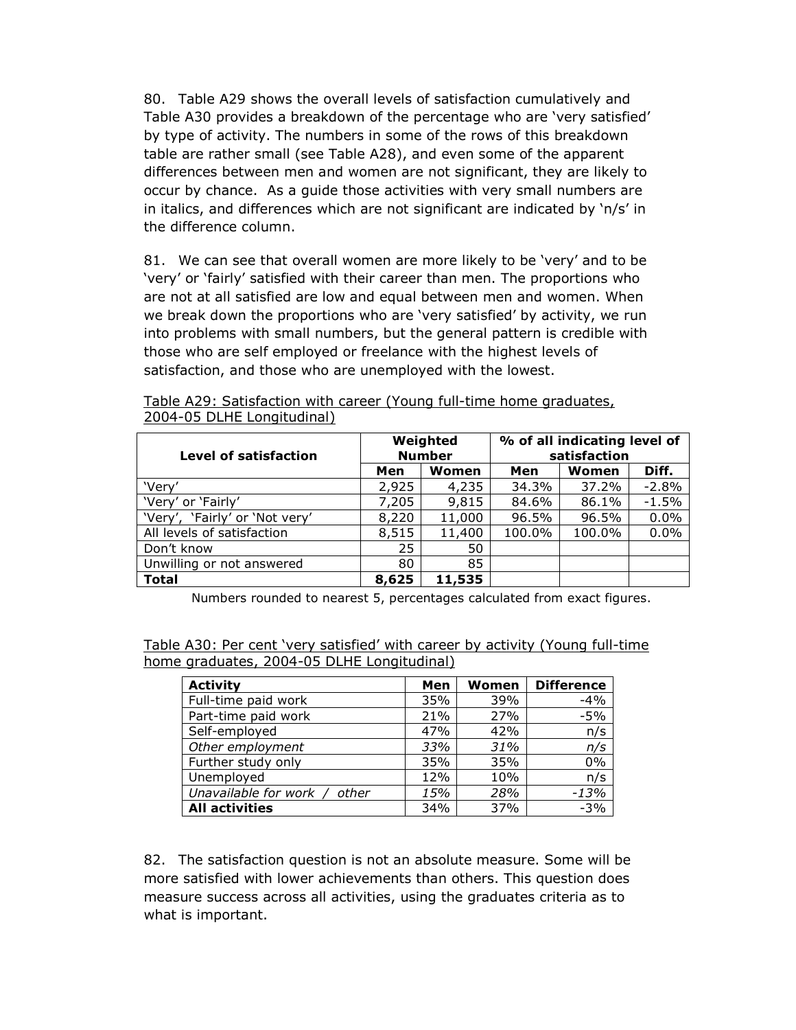80. Table A29 shows the overall levels of satisfaction cumulatively and Table A30 provides a breakdown of the percentage who are 'very satisfied' by type of activity. The numbers in some of the rows of this breakdown table are rather small (see Table A28), and even some of the apparent differences between men and women are not significant, they are likely to occur by chance. As a guide those activities with very small numbers are in italics, and differences which are not significant are indicated by 'n/s' in the difference column.

81. We can see that overall women are more likely to be 'very' and to be 'very' or 'fairly' satisfied with their career than men. The proportions who are not at all satisfied are low and equal between men and women. When we break down the proportions who are 'very satisfied' by activity, we run into problems with small numbers, but the general pattern is credible with those who are self employed or freelance with the highest levels of satisfaction, and those who are unemployed with the lowest.

Table A29: Satisfaction with career (Young full-time home graduates, 2004-05 DLHE Longitudinal)

| **Level of satisfaction** | **Weighted Number** | | **% of all indicating level of satisfaction** | | |
|---|---|---|---|---|---|
| | **Men** | **Women** | **Men** | **Women** | **Diff.** |
| 'Very' | 2,925 | 4,235 | 34.3% | 37.2% | -2.8% |
| 'Very' or 'Fairly' | 7,205 | 9,815 | 84.6% | 86.1% | -1.5% |
| 'Very', 'Fairly' or 'Not very' | 8,220 | 11,000 | 96.5% | 96.5% | 0.0% |
| All levels of satisfaction | 8,515 | 11,400 | 100.0% | 100.0% | 0.0% |
| Don't know | 25 | 50 | | | |
| Unwilling or not answered | 80 | 85 | | | |
| **Total** | **8,625** | **11,535** | | | |

Numbers rounded to nearest 5, percentages calculated from exact figures.

Table A30: Per cent 'very satisfied' with career by activity (Young full-time home graduates, 2004-05 DLHE Longitudinal)

| **Activity** | **Men** | **Women** | **Difference** |
|---|---|---|---|
| Full-time paid work | 35% | 39% | -4% |
| Part-time paid work | 21% | 27% | -5% |
| Self-employed | 47% | 42% | n/s |
| *Other employment* | *33%* | *31%* | *n/s* |
| Further study only | 35% | 35% | 0% |
| Unemployed | 12% | 10% | n/s |
| *Unavailable for work / other* | *15%* | *28%* | *-13%* |
| **All activities** | 34% | 37% | -3% |

82. The satisfaction question is not an absolute measure. Some will be more satisfied with lower achievements than others. This question does measure success across all activities, using the graduates criteria as to what is important.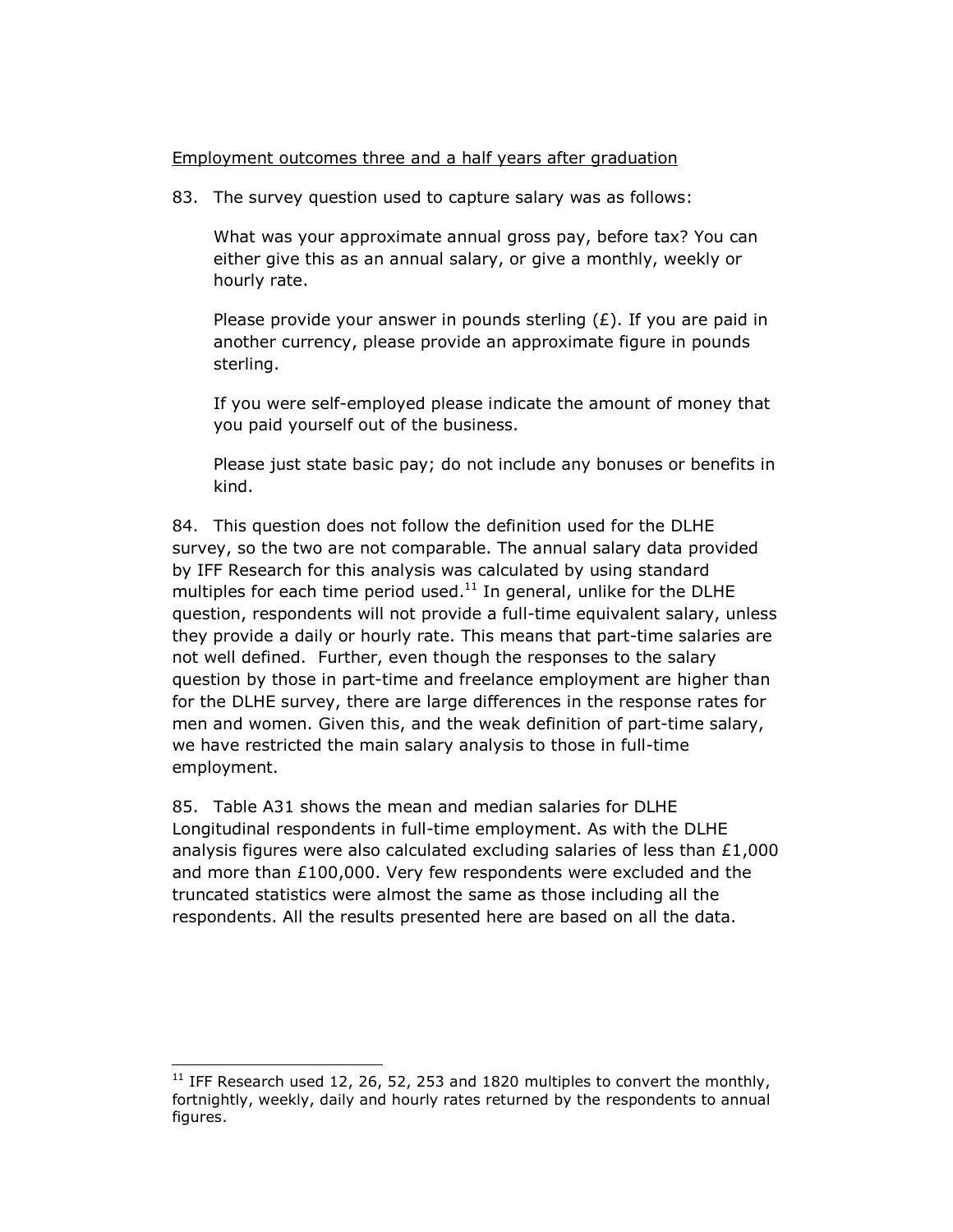Employment outcomes three and a half years after graduation

83. The survey question used to capture salary was as follows:

> What was your approximate annual gross pay, before tax? You can either give this as an annual salary, or give a monthly, weekly or hourly rate.
>
> Please provide your answer in pounds sterling (£). If you are paid in another currency, please provide an approximate figure in pounds sterling.
>
> If you were self-employed please indicate the amount of money that you paid yourself out of the business.
>
> Please just state basic pay; do not include any bonuses or benefits in kind.

84. This question does not follow the definition used for the DLHE survey, so the two are not comparable. The annual salary data provided by IFF Research for this analysis was calculated by using standard multiples for each time period used.[11] In general, unlike for the DLHE question, respondents will not provide a full-time equivalent salary, unless they provide a daily or hourly rate. This means that part-time salaries are not well defined. Further, even though the responses to the salary question by those in part-time and freelance employment are higher than for the DLHE survey, there are large differences in the response rates for men and women. Given this, and the weak definition of part-time salary, we have restricted the main salary analysis to those in full-time employment.

85. Table A31 shows the mean and median salaries for DLHE Longitudinal respondents in full-time employment. As with the DLHE analysis figures were also calculated excluding salaries of less than £1,000 and more than £100,000. Very few respondents were excluded and the truncated statistics were almost the same as those including all the respondents. All the results presented here are based on all the data.

---

[11] IFF Research used 12, 26, 52, 253 and 1820 multiples to convert the monthly, fortnightly, weekly, daily and hourly rates returned by the respondents to annual figures.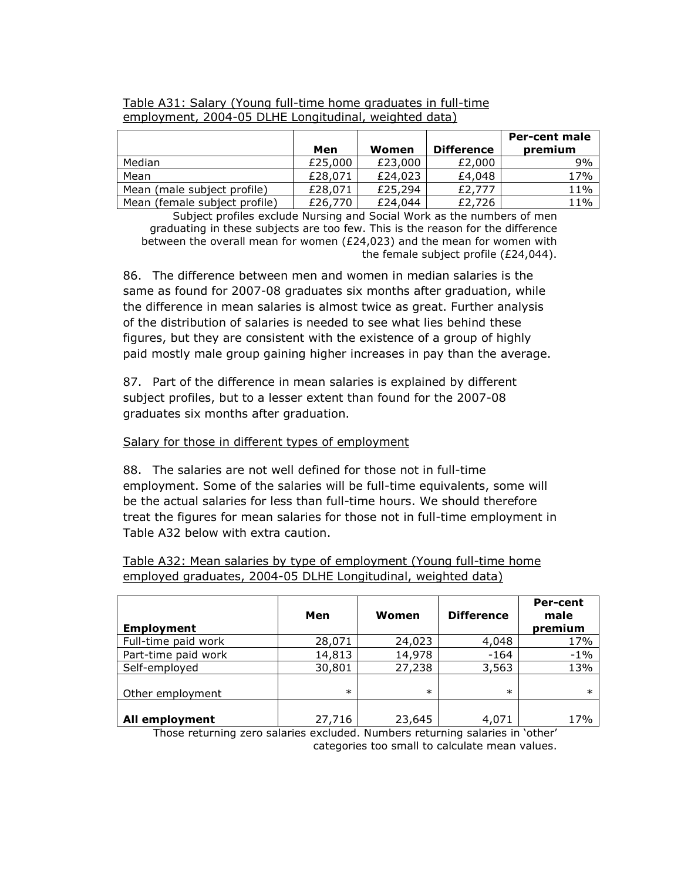Table A31: Salary (Young full-time home graduates in full-time employment, 2004-05 DLHE Longitudinal, weighted data)

| | Men | Women | Difference | Per-cent male premium |
|---|---|---|---|---|
| Median | £25,000 | £23,000 | £2,000 | 9% |
| Mean | £28,071 | £24,023 | £4,048 | 17% |
| Mean (male subject profile) | £28,071 | £25,294 | £2,777 | 11% |
| Mean (female subject profile) | £26,770 | £24,044 | £2,726 | 11% |

Subject profiles exclude Nursing and Social Work as the numbers of men graduating in these subjects are too few. This is the reason for the difference between the overall mean for women (£24,023) and the mean for women with the female subject profile (£24,044).

86. The difference between men and women in median salaries is the same as found for 2007-08 graduates six months after graduation, while the difference in mean salaries is almost twice as great. Further analysis of the distribution of salaries is needed to see what lies behind these figures, but they are consistent with the existence of a group of highly paid mostly male group gaining higher increases in pay than the average.

87. Part of the difference in mean salaries is explained by different subject profiles, but to a lesser extent than found for the 2007-08 graduates six months after graduation.

Salary for those in different types of employment

88. The salaries are not well defined for those not in full-time employment. Some of the salaries will be full-time equivalents, some will be the actual salaries for less than full-time hours. We should therefore treat the figures for mean salaries for those not in full-time employment in Table A32 below with extra caution.

Table A32: Mean salaries by type of employment (Young full-time home employed graduates, 2004-05 DLHE Longitudinal, weighted data)

| Employment | Men | Women | Difference | Per-cent male premium |
|---|---|---|---|---|
| Full-time paid work | 28,071 | 24,023 | 4,048 | 17% |
| Part-time paid work | 14,813 | 14,978 | -164 | -1% |
| Self-employed | 30,801 | 27,238 | 3,563 | 13% |
| Other employment | * | * | * | * |
| **All employment** | 27,716 | 23,645 | 4,071 | 17% |

Those returning zero salaries excluded. Numbers returning salaries in 'other' categories too small to calculate mean values.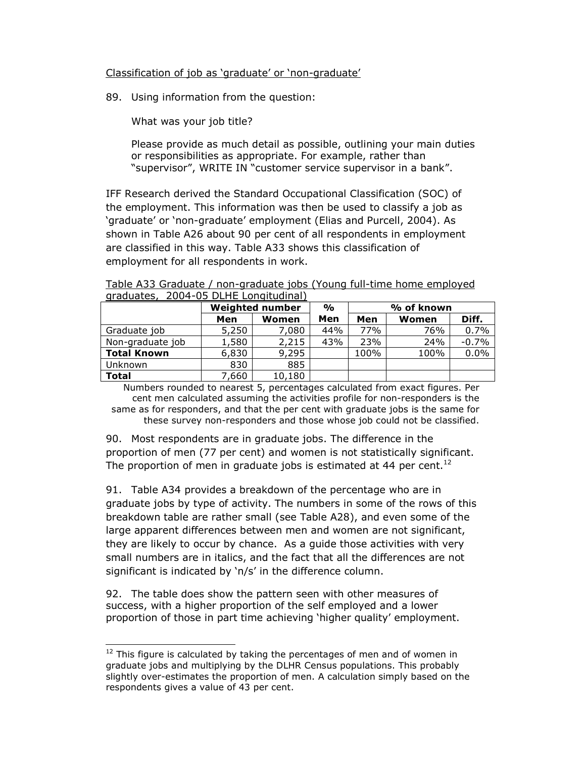Classification of job as 'graduate' or 'non-graduate'

89. Using information from the question:

What was your job title?

Please provide as much detail as possible, outlining your main duties or responsibilities as appropriate. For example, rather than "supervisor", WRITE IN "customer service supervisor in a bank".

IFF Research derived the Standard Occupational Classification (SOC) of the employment. This information was then be used to classify a job as 'graduate' or 'non-graduate' employment (Elias and Purcell, 2004). As shown in Table A26 about 90 per cent of all respondents in employment are classified in this way. Table A33 shows this classification of employment for all respondents in work.

Table A33 Graduate / non-graduate jobs (Young full-time home employed graduates, 2004-05 DLHE Longitudinal)

| | Weighted number | | % | % of known | | |
|---|---|---|---|---|---|---|
| | **Men** | **Women** | **Men** | **Men** | **Women** | **Diff.** |
| Graduate job | 5,250 | 7,080 | 44% | 77% | 76% | 0.7% |
| Non-graduate job | 1,580 | 2,215 | 43% | 23% | 24% | -0.7% |
| **Total Known** | 6,830 | 9,295 | | 100% | 100% | 0.0% |
| Unknown | 830 | 885 | | | | |
| **Total** | 7,660 | 10,180 | | | | |

Numbers rounded to nearest 5, percentages calculated from exact figures. Per cent men calculated assuming the activities profile for non-responders is the same as for responders, and that the per cent with graduate jobs is the same for these survey non-responders and those whose job could not be classified.

90. Most respondents are in graduate jobs. The difference in the proportion of men (77 per cent) and women is not statistically significant. The proportion of men in graduate jobs is estimated at 44 per cent.[12]

91. Table A34 provides a breakdown of the percentage who are in graduate jobs by type of activity. The numbers in some of the rows of this breakdown table are rather small (see Table A28), and even some of the large apparent differences between men and women are not significant, they are likely to occur by chance. As a guide those activities with very small numbers are in italics, and the fact that all the differences are not significant is indicated by 'n/s' in the difference column.

92. The table does show the pattern seen with other measures of success, with a higher proportion of the self employed and a lower proportion of those in part time achieving 'higher quality' employment.

---

[12] This figure is calculated by taking the percentages of men and of women in graduate jobs and multiplying by the DLHR Census populations. This probably slightly over-estimates the proportion of men. A calculation simply based on the respondents gives a value of 43 per cent.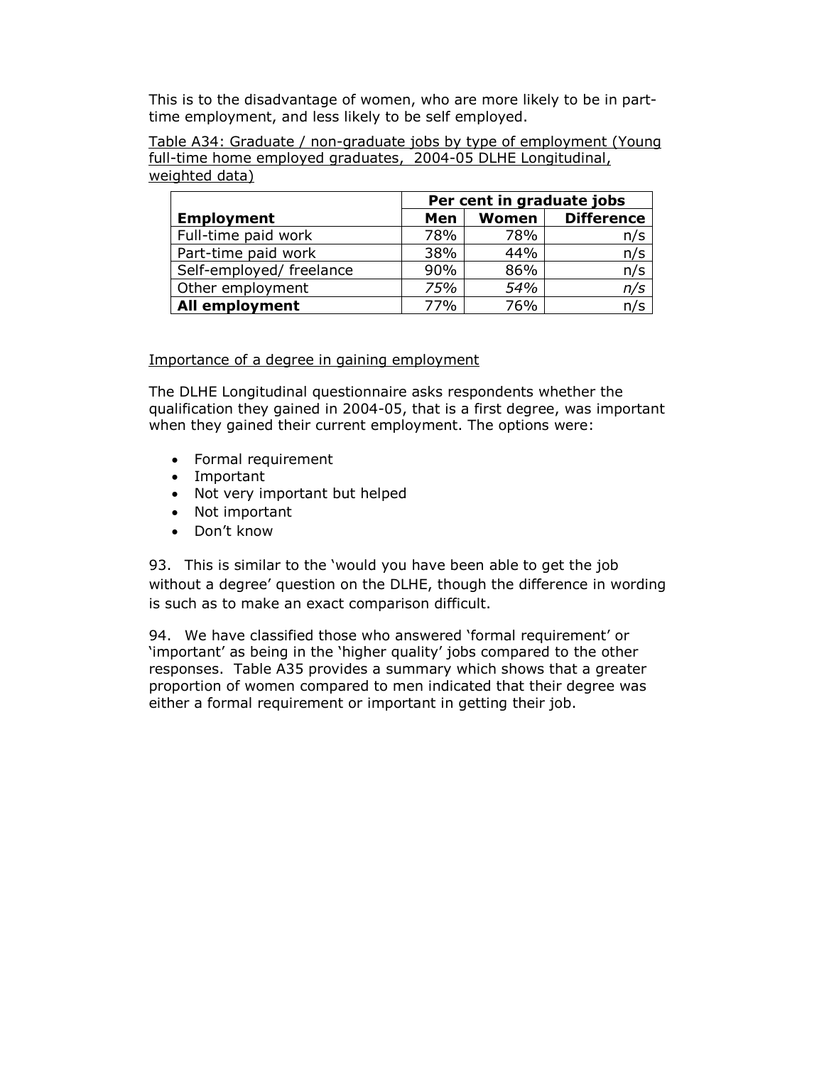This is to the disadvantage of women, who are more likely to be in part-time employment, and less likely to be self employed.

Table A34: Graduate / non-graduate jobs by type of employment (Young full-time home employed graduates, 2004-05 DLHE Longitudinal, weighted data)

| | Per cent in graduate jobs | | |
|---|---|---|---|
| **Employment** | **Men** | **Women** | **Difference** |
| Full-time paid work | 78% | 78% | n/s |
| Part-time paid work | 38% | 44% | n/s |
| Self-employed/ freelance | 90% | 86% | n/s |
| Other employment | *75%* | *54%* | *n/s* |
| **All employment** | 77% | 76% | n/s |

Importance of a degree in gaining employment

The DLHE Longitudinal questionnaire asks respondents whether the qualification they gained in 2004-05, that is a first degree, was important when they gained their current employment. The options were:

- Formal requirement
- Important
- Not very important but helped
- Not important
- Don't know

93. This is similar to the 'would you have been able to get the job without a degree' question on the DLHE, though the difference in wording is such as to make an exact comparison difficult.

94. We have classified those who answered 'formal requirement' or 'important' as being in the 'higher quality' jobs compared to the other responses. Table A35 provides a summary which shows that a greater proportion of women compared to men indicated that their degree was either a formal requirement or important in getting their job.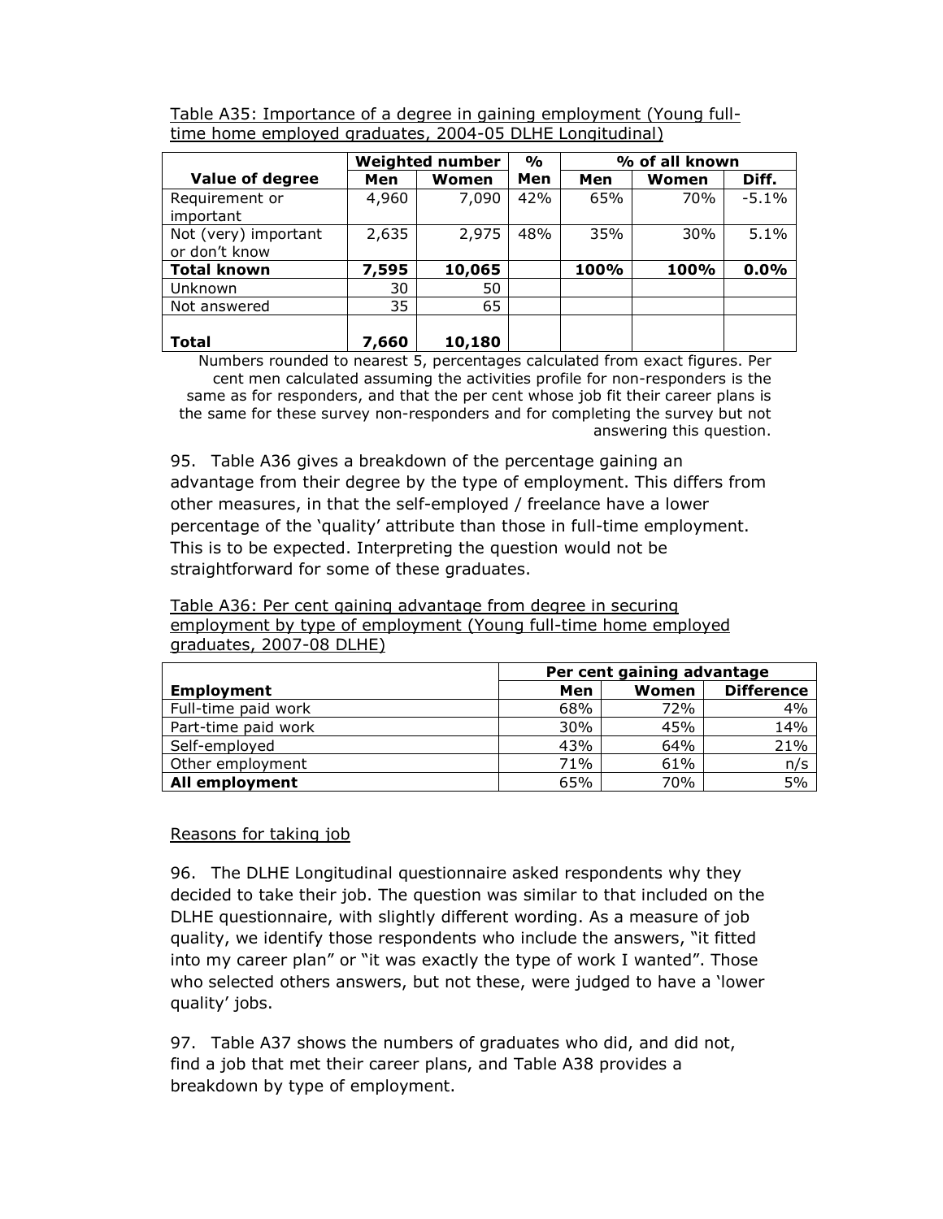Table A35: Importance of a degree in gaining employment (Young full-time home employed graduates, 2004-05 DLHE Longitudinal)

| | Weighted number | | % | % of all known | | |
|---|---|---|---|---|---|---|
| **Value of degree** | **Men** | **Women** | **Men** | **Men** | **Women** | **Diff.** |
| Requirement or important | 4,960 | 7,090 | 42% | 65% | 70% | -5.1% |
| Not (very) important or don't know | 2,635 | 2,975 | 48% | 35% | 30% | 5.1% |
| **Total known** | **7,595** | **10,065** | | **100%** | **100%** | **0.0%** |
| Unknown | 30 | 50 | | | | |
| Not answered | 35 | 65 | | | | |
| **Total** | **7,660** | **10,180** | | | | |

Numbers rounded to nearest 5, percentages calculated from exact figures. Per cent men calculated assuming the activities profile for non-responders is the same as for responders, and that the per cent whose job fit their career plans is the same for these survey non-responders and for completing the survey but not answering this question.

95. Table A36 gives a breakdown of the percentage gaining an advantage from their degree by the type of employment. This differs from other measures, in that the self-employed / freelance have a lower percentage of the 'quality' attribute than those in full-time employment. This is to be expected. Interpreting the question would not be straightforward for some of these graduates.

Table A36: Per cent gaining advantage from degree in securing employment by type of employment (Young full-time home employed graduates, 2007-08 DLHE)

| | Per cent gaining advantage | | |
|---|---|---|---|
| **Employment** | **Men** | **Women** | **Difference** |
| Full-time paid work | 68% | 72% | 4% |
| Part-time paid work | 30% | 45% | 14% |
| Self-employed | 43% | 64% | 21% |
| Other employment | 71% | 61% | n/s |
| **All employment** | 65% | 70% | 5% |

Reasons for taking job

96. The DLHE Longitudinal questionnaire asked respondents why they decided to take their job. The question was similar to that included on the DLHE questionnaire, with slightly different wording. As a measure of job quality, we identify those respondents who include the answers, "it fitted into my career plan" or "it was exactly the type of work I wanted". Those who selected others answers, but not these, were judged to have a 'lower quality' jobs.

97. Table A37 shows the numbers of graduates who did, and did not, find a job that met their career plans, and Table A38 provides a breakdown by type of employment.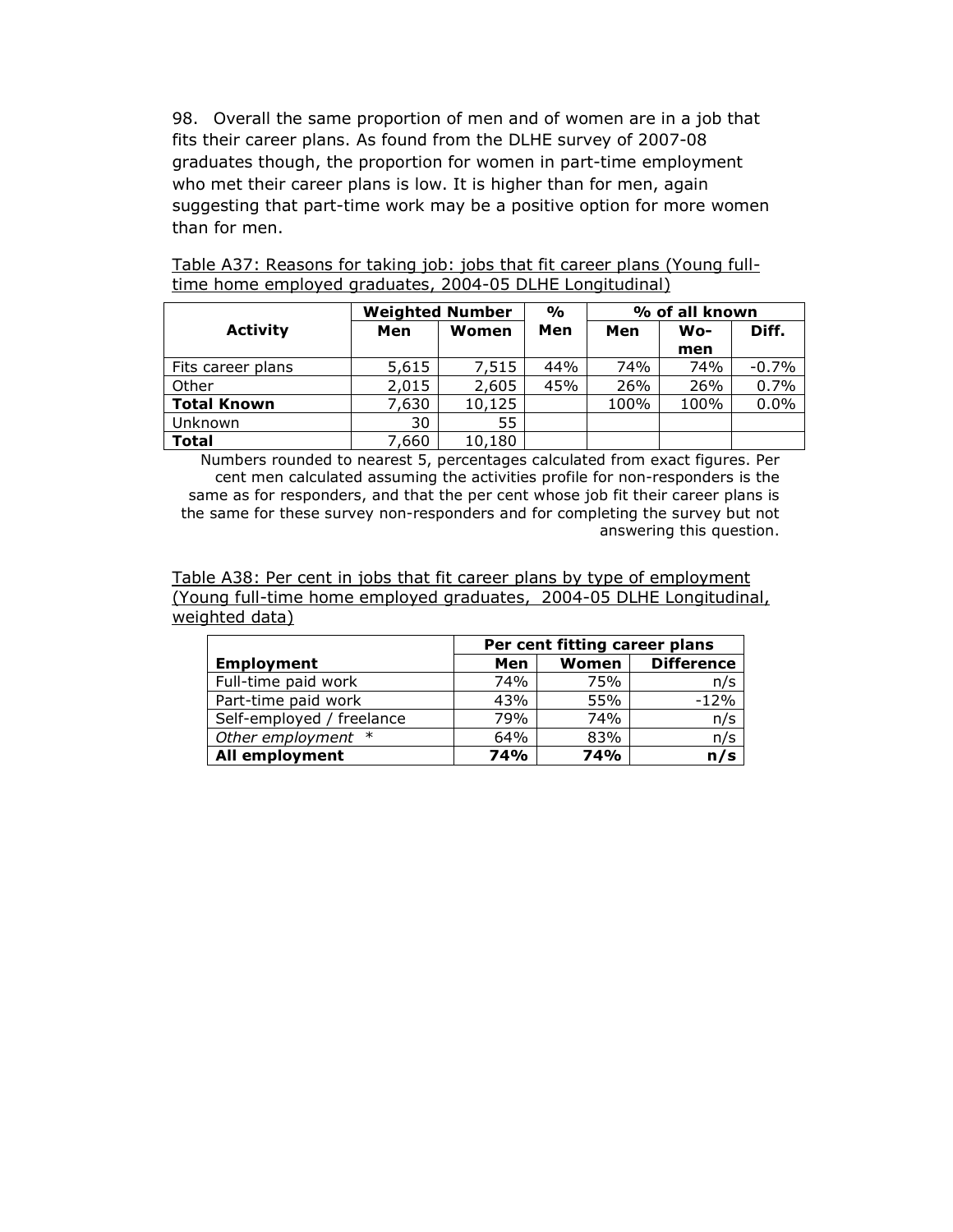98. Overall the same proportion of men and of women are in a job that fits their career plans. As found from the DLHE survey of 2007-08 graduates though, the proportion for women in part-time employment who met their career plans is low. It is higher than for men, again suggesting that part-time work may be a positive option for more women than for men.

Table A37: Reasons for taking job: jobs that fit career plans (Young full-time home employed graduates, 2004-05 DLHE Longitudinal)

| Activity | Weighted Number | | % | % of all known | | |
|---|---|---|---|---|---|---|
| | Men | Women | Men | Men | Wo-men | Diff. |
| Fits career plans | 5,615 | 7,515 | 44% | 74% | 74% | -0.7% |
| Other | 2,015 | 2,605 | 45% | 26% | 26% | 0.7% |
| **Total Known** | 7,630 | 10,125 | | 100% | 100% | 0.0% |
| Unknown | 30 | 55 | | | | |
| **Total** | 7,660 | 10,180 | | | | |

Numbers rounded to nearest 5, percentages calculated from exact figures. Per cent men calculated assuming the activities profile for non-responders is the same as for responders, and that the per cent whose job fit their career plans is the same for these survey non-responders and for completing the survey but not answering this question.

Table A38: Per cent in jobs that fit career plans by type of employment (Young full-time home employed graduates, 2004-05 DLHE Longitudinal, weighted data)

| | Per cent fitting career plans | | |
|---|---|---|---|
| **Employment** | **Men** | **Women** | **Difference** |
| Full-time paid work | 74% | 75% | n/s |
| Part-time paid work | 43% | 55% | -12% |
| Self-employed / freelance | 79% | 74% | n/s |
| *Other employment* * | 64% | 83% | n/s |
| **All employment** | **74%** | **74%** | **n/s** |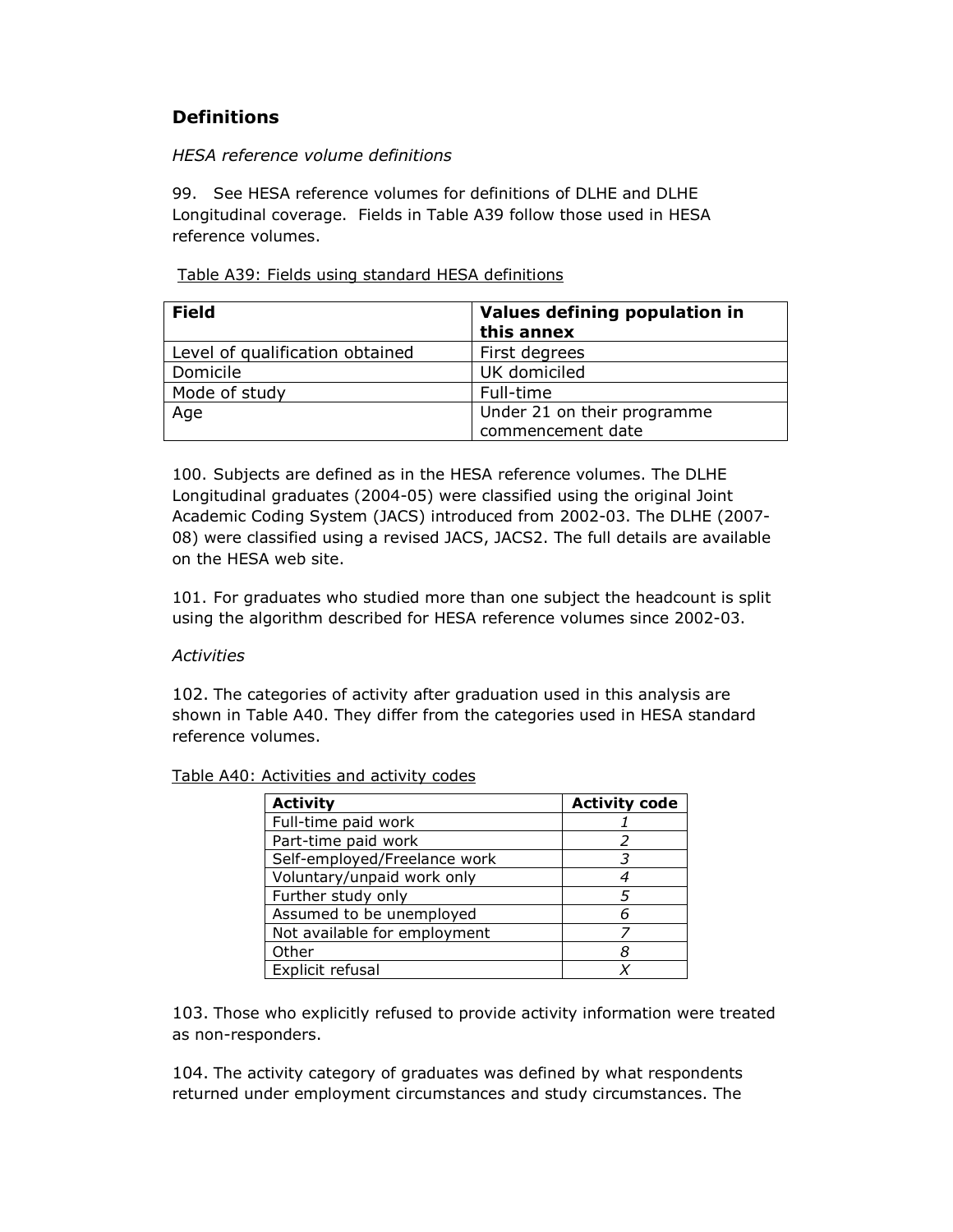## Definitions

*HESA reference volume definitions*

99. See HESA reference volumes for definitions of DLHE and DLHE Longitudinal coverage. Fields in Table A39 follow those used in HESA reference volumes.

Table A39: Fields using standard HESA definitions

| Field | Values defining population in this annex |
| --- | --- |
| Level of qualification obtained | First degrees |
| Domicile | UK domiciled |
| Mode of study | Full-time |
| Age | Under 21 on their programme commencement date |

100. Subjects are defined as in the HESA reference volumes. The DLHE Longitudinal graduates (2004-05) were classified using the original Joint Academic Coding System (JACS) introduced from 2002-03. The DLHE (2007-08) were classified using a revised JACS, JACS2. The full details are available on the HESA web site.

101. For graduates who studied more than one subject the headcount is split using the algorithm described for HESA reference volumes since 2002-03.

*Activities*

102. The categories of activity after graduation used in this analysis are shown in Table A40. They differ from the categories used in HESA standard reference volumes.

Table A40: Activities and activity codes

| Activity | Activity code |
| --- | --- |
| Full-time paid work | *1* |
| Part-time paid work | *2* |
| Self-employed/Freelance work | *3* |
| Voluntary/unpaid work only | *4* |
| Further study only | *5* |
| Assumed to be unemployed | *6* |
| Not available for employment | *7* |
| Other | *8* |
| Explicit refusal | *X* |

103. Those who explicitly refused to provide activity information were treated as non-responders.

104. The activity category of graduates was defined by what respondents returned under employment circumstances and study circumstances. The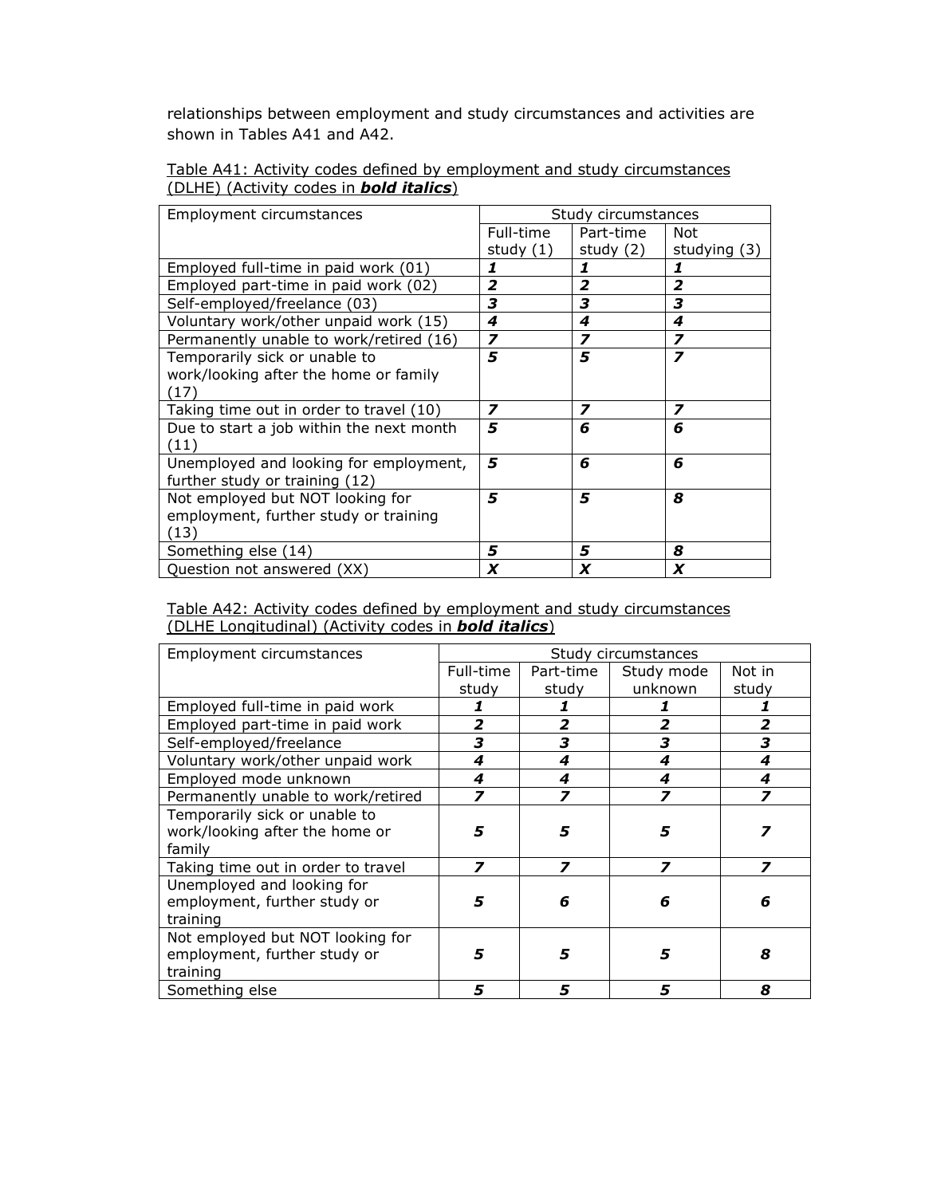relationships between employment and study circumstances and activities are shown in Tables A41 and A42.

Table A41: Activity codes defined by employment and study circumstances (DLHE) (Activity codes in ***bold italics***)

| Employment circumstances | Study circumstances | | |
|---|---|---|---|
| | Full-time study (1) | Part-time study (2) | Not studying (3) |
| Employed full-time in paid work (01) | ***1*** | ***1*** | ***1*** |
| Employed part-time in paid work (02) | ***2*** | ***2*** | ***2*** |
| Self-employed/freelance (03) | ***3*** | ***3*** | ***3*** |
| Voluntary work/other unpaid work (15) | ***4*** | ***4*** | ***4*** |
| Permanently unable to work/retired (16) | ***7*** | ***7*** | ***7*** |
| Temporarily sick or unable to work/looking after the home or family (17) | ***5*** | ***5*** | ***7*** |
| Taking time out in order to travel (10) | ***7*** | ***7*** | ***7*** |
| Due to start a job within the next month (11) | ***5*** | ***6*** | ***6*** |
| Unemployed and looking for employment, further study or training (12) | ***5*** | ***6*** | ***6*** |
| Not employed but NOT looking for employment, further study or training (13) | ***5*** | ***5*** | ***8*** |
| Something else (14) | ***5*** | ***5*** | ***8*** |
| Question not answered (XX) | ***X*** | ***X*** | ***X*** |

Table A42: Activity codes defined by employment and study circumstances (DLHE Longitudinal) (Activity codes in ***bold italics***)

| Employment circumstances | Study circumstances | | | |
|---|---|---|---|---|
| | Full-time study | Part-time study | Study mode unknown | Not in study |
| Employed full-time in paid work | ***1*** | ***1*** | ***1*** | ***1*** |
| Employed part-time in paid work | ***2*** | ***2*** | ***2*** | ***2*** |
| Self-employed/freelance | ***3*** | ***3*** | ***3*** | ***3*** |
| Voluntary work/other unpaid work | ***4*** | ***4*** | ***4*** | ***4*** |
| Employed mode unknown | ***4*** | ***4*** | ***4*** | ***4*** |
| Permanently unable to work/retired | ***7*** | ***7*** | ***7*** | ***7*** |
| Temporarily sick or unable to work/looking after the home or family | ***5*** | ***5*** | ***5*** | ***7*** |
| Taking time out in order to travel | ***7*** | ***7*** | ***7*** | ***7*** |
| Unemployed and looking for employment, further study or training | ***5*** | ***6*** | ***6*** | ***6*** |
| Not employed but NOT looking for employment, further study or training | ***5*** | ***5*** | ***5*** | ***8*** |
| Something else | ***5*** | ***5*** | ***5*** | ***8*** |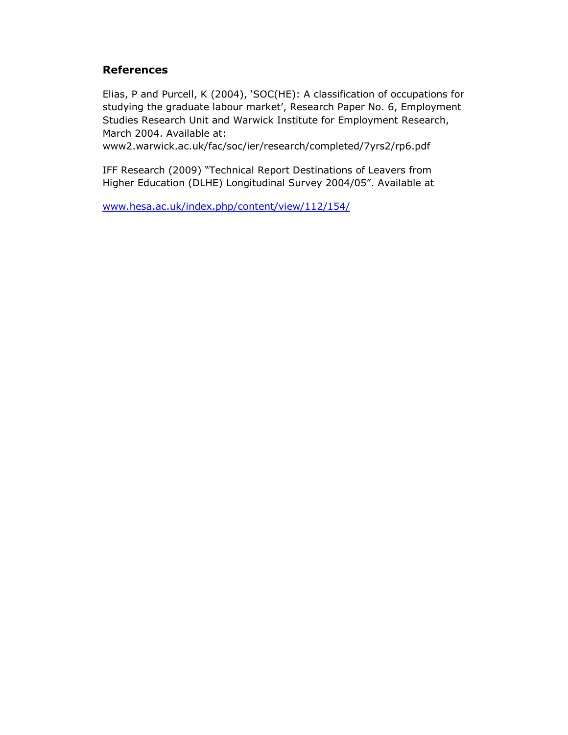## References

Elias, P and Purcell, K (2004), 'SOC(HE): A classification of occupations for studying the graduate labour market', Research Paper No. 6, Employment Studies Research Unit and Warwick Institute for Employment Research, March 2004. Available at: www2.warwick.ac.uk/fac/soc/ier/research/completed/7yrs2/rp6.pdf

IFF Research (2009) "Technical Report Destinations of Leavers from Higher Education (DLHE) Longitudinal Survey 2004/05". Available at

www.hesa.ac.uk/index.php/content/view/112/154/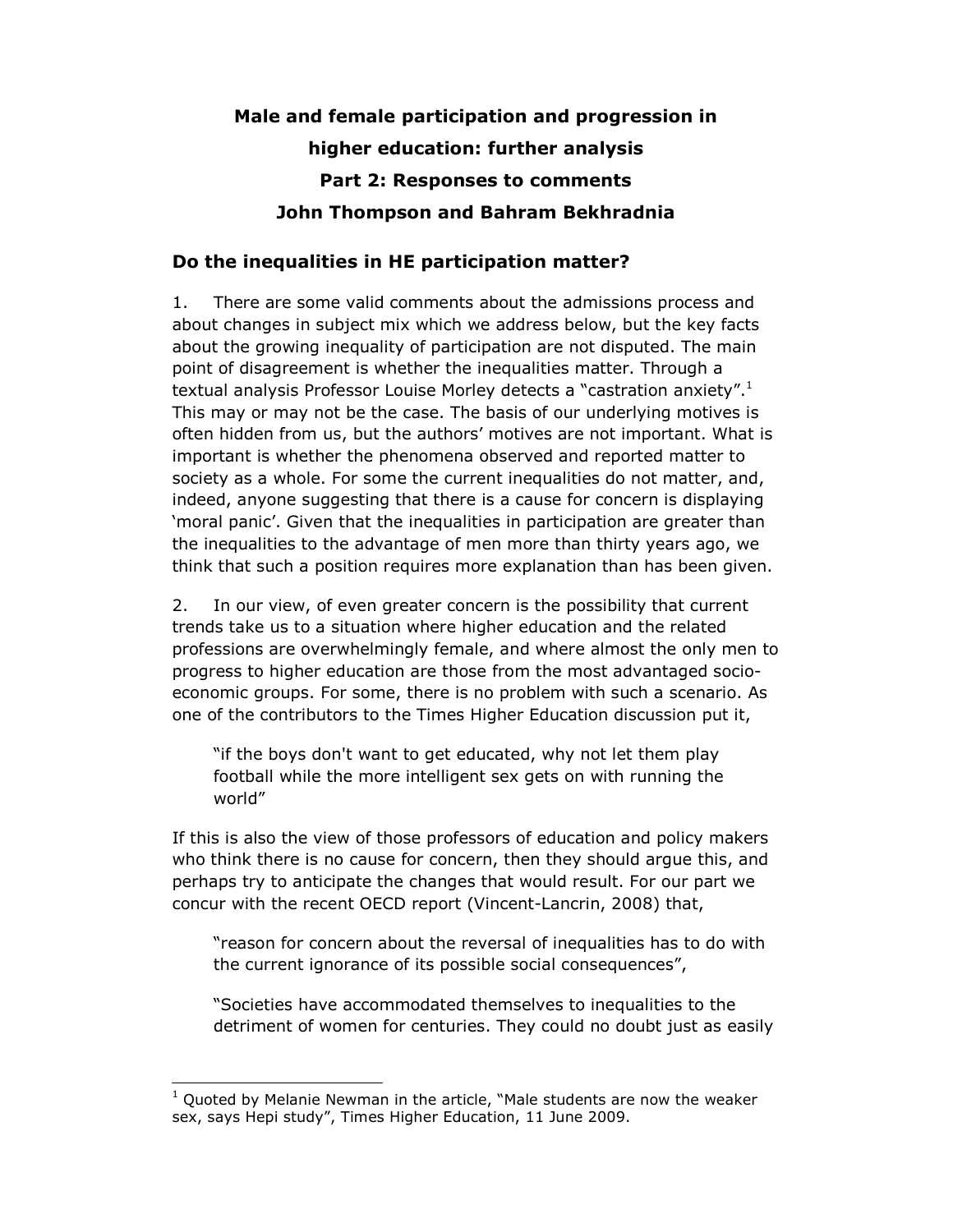# Male and female participation and progression in higher education: further analysis

# Part 2: Responses to comments

# John Thompson and Bahram Bekhradnia

## Do the inequalities in HE participation matter?

1. There are some valid comments about the admissions process and about changes in subject mix which we address below, but the key facts about the growing inequality of participation are not disputed. The main point of disagreement is whether the inequalities matter. Through a textual analysis Professor Louise Morley detects a "castration anxiety".[1] This may or may not be the case. The basis of our underlying motives is often hidden from us, but the authors' motives are not important. What is important is whether the phenomena observed and reported matter to society as a whole. For some the current inequalities do not matter, and, indeed, anyone suggesting that there is a cause for concern is displaying 'moral panic'. Given that the inequalities in participation are greater than the inequalities to the advantage of men more than thirty years ago, we think that such a position requires more explanation than has been given.

2. In our view, of even greater concern is the possibility that current trends take us to a situation where higher education and the related professions are overwhelmingly female, and where almost the only men to progress to higher education are those from the most advantaged socio-economic groups. For some, there is no problem with such a scenario. As one of the contributors to the Times Higher Education discussion put it,

> "if the boys don't want to get educated, why not let them play football while the more intelligent sex gets on with running the world"

If this is also the view of those professors of education and policy makers who think there is no cause for concern, then they should argue this, and perhaps try to anticipate the changes that would result. For our part we concur with the recent OECD report (Vincent-Lancrin, 2008) that,

> "reason for concern about the reversal of inequalities has to do with the current ignorance of its possible social consequences",

> "Societies have accommodated themselves to inequalities to the detriment of women for centuries. They could no doubt just as easily

---

[1] Quoted by Melanie Newman in the article, "Male students are now the weaker sex, says Hepi study", Times Higher Education, 11 June 2009.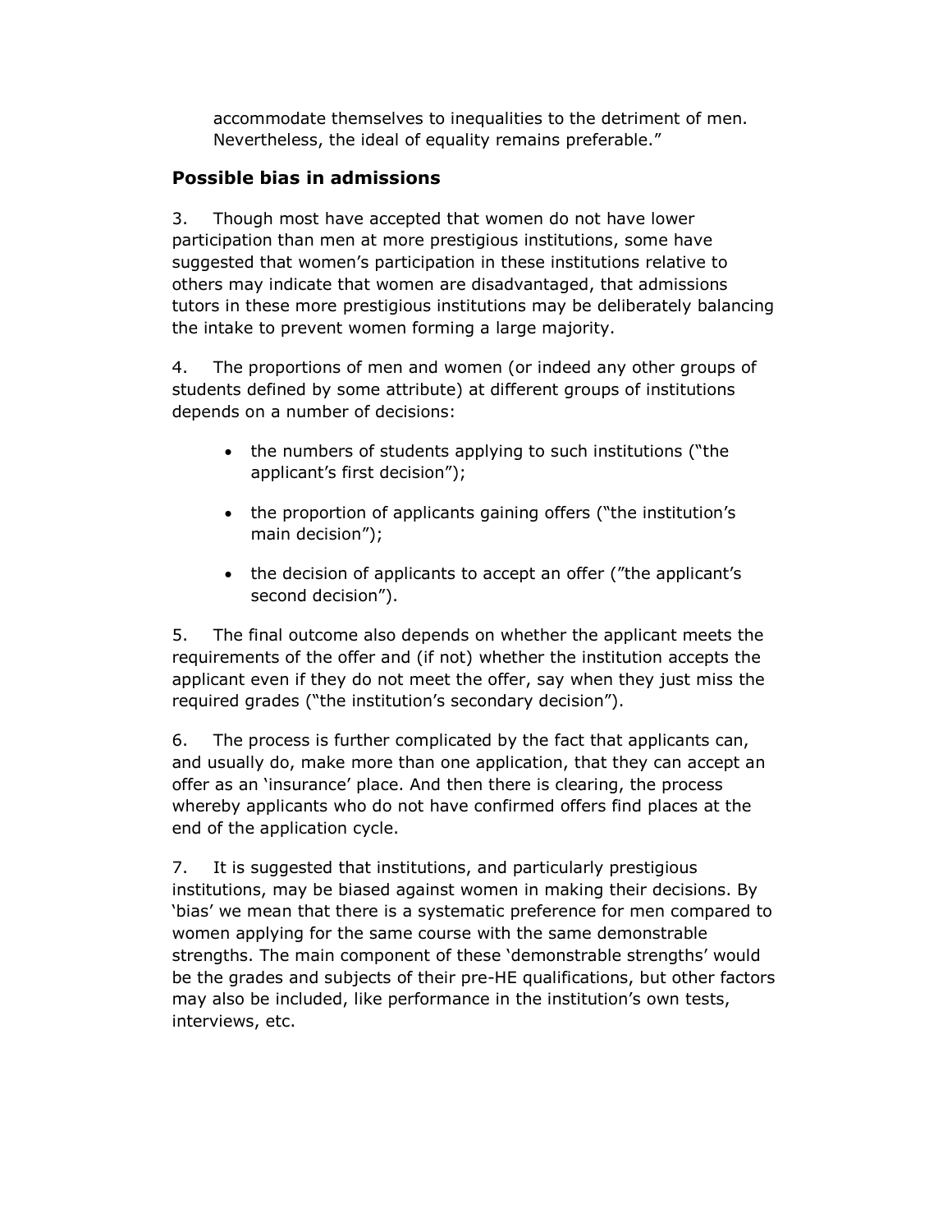accommodate themselves to inequalities to the detriment of men. Nevertheless, the ideal of equality remains preferable."

## Possible bias in admissions

3. Though most have accepted that women do not have lower participation than men at more prestigious institutions, some have suggested that women's participation in these institutions relative to others may indicate that women are disadvantaged, that admissions tutors in these more prestigious institutions may be deliberately balancing the intake to prevent women forming a large majority.

4. The proportions of men and women (or indeed any other groups of students defined by some attribute) at different groups of institutions depends on a number of decisions:

- the numbers of students applying to such institutions ("the applicant's first decision");
- the proportion of applicants gaining offers ("the institution's main decision");
- the decision of applicants to accept an offer ("the applicant's second decision").

5. The final outcome also depends on whether the applicant meets the requirements of the offer and (if not) whether the institution accepts the applicant even if they do not meet the offer, say when they just miss the required grades ("the institution's secondary decision").

6. The process is further complicated by the fact that applicants can, and usually do, make more than one application, that they can accept an offer as an 'insurance' place. And then there is clearing, the process whereby applicants who do not have confirmed offers find places at the end of the application cycle.

7. It is suggested that institutions, and particularly prestigious institutions, may be biased against women in making their decisions. By 'bias' we mean that there is a systematic preference for men compared to women applying for the same course with the same demonstrable strengths. The main component of these 'demonstrable strengths' would be the grades and subjects of their pre-HE qualifications, but other factors may also be included, like performance in the institution's own tests, interviews, etc.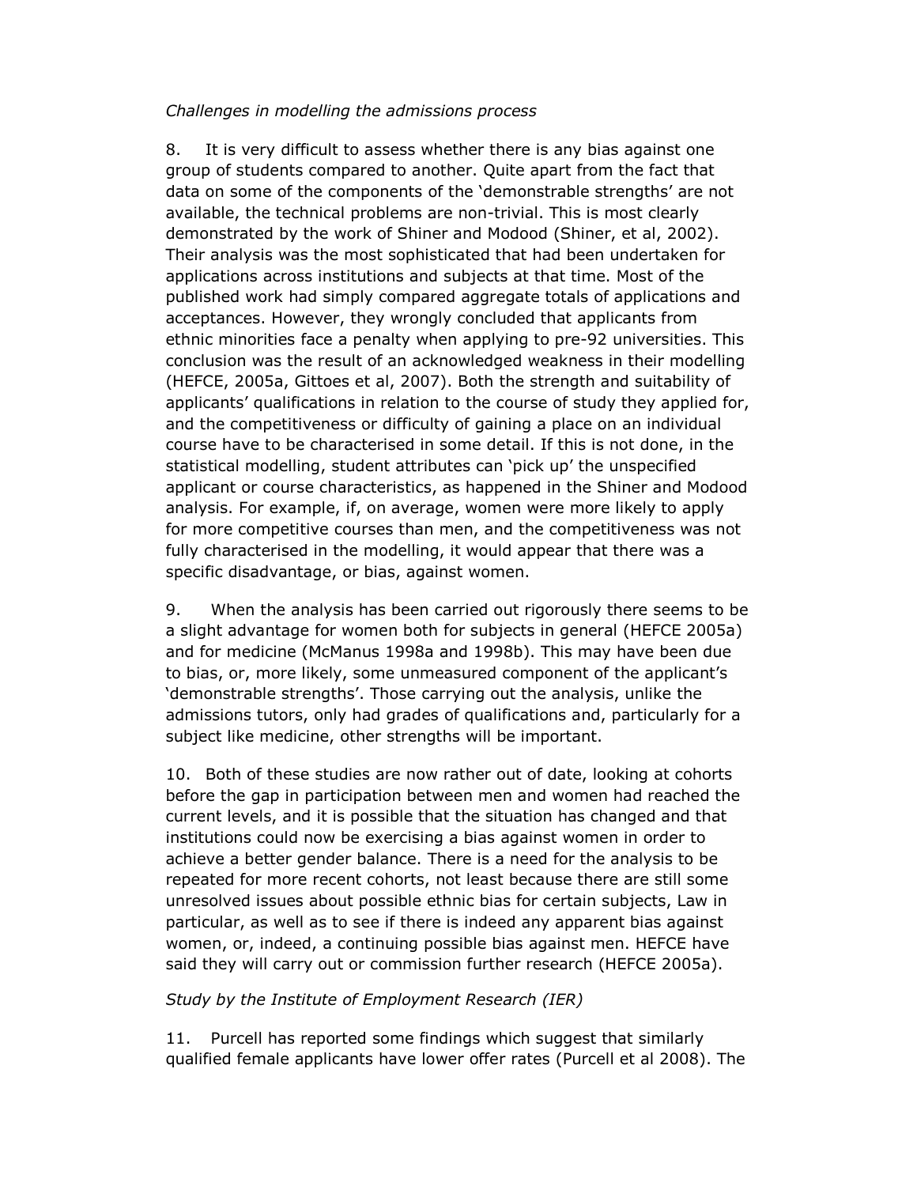*Challenges in modelling the admissions process*

8. It is very difficult to assess whether there is any bias against one group of students compared to another. Quite apart from the fact that data on some of the components of the 'demonstrable strengths' are not available, the technical problems are non-trivial. This is most clearly demonstrated by the work of Shiner and Modood (Shiner, et al, 2002). Their analysis was the most sophisticated that had been undertaken for applications across institutions and subjects at that time. Most of the published work had simply compared aggregate totals of applications and acceptances. However, they wrongly concluded that applicants from ethnic minorities face a penalty when applying to pre-92 universities. This conclusion was the result of an acknowledged weakness in their modelling (HEFCE, 2005a, Gittoes et al, 2007). Both the strength and suitability of applicants' qualifications in relation to the course of study they applied for, and the competitiveness or difficulty of gaining a place on an individual course have to be characterised in some detail. If this is not done, in the statistical modelling, student attributes can 'pick up' the unspecified applicant or course characteristics, as happened in the Shiner and Modood analysis. For example, if, on average, women were more likely to apply for more competitive courses than men, and the competitiveness was not fully characterised in the modelling, it would appear that there was a specific disadvantage, or bias, against women.

9. When the analysis has been carried out rigorously there seems to be a slight advantage for women both for subjects in general (HEFCE 2005a) and for medicine (McManus 1998a and 1998b). This may have been due to bias, or, more likely, some unmeasured component of the applicant's 'demonstrable strengths'. Those carrying out the analysis, unlike the admissions tutors, only had grades of qualifications and, particularly for a subject like medicine, other strengths will be important.

10. Both of these studies are now rather out of date, looking at cohorts before the gap in participation between men and women had reached the current levels, and it is possible that the situation has changed and that institutions could now be exercising a bias against women in order to achieve a better gender balance. There is a need for the analysis to be repeated for more recent cohorts, not least because there are still some unresolved issues about possible ethnic bias for certain subjects, Law in particular, as well as to see if there is indeed any apparent bias against women, or, indeed, a continuing possible bias against men. HEFCE have said they will carry out or commission further research (HEFCE 2005a).

*Study by the Institute of Employment Research (IER)*

11. Purcell has reported some findings which suggest that similarly qualified female applicants have lower offer rates (Purcell et al 2008). The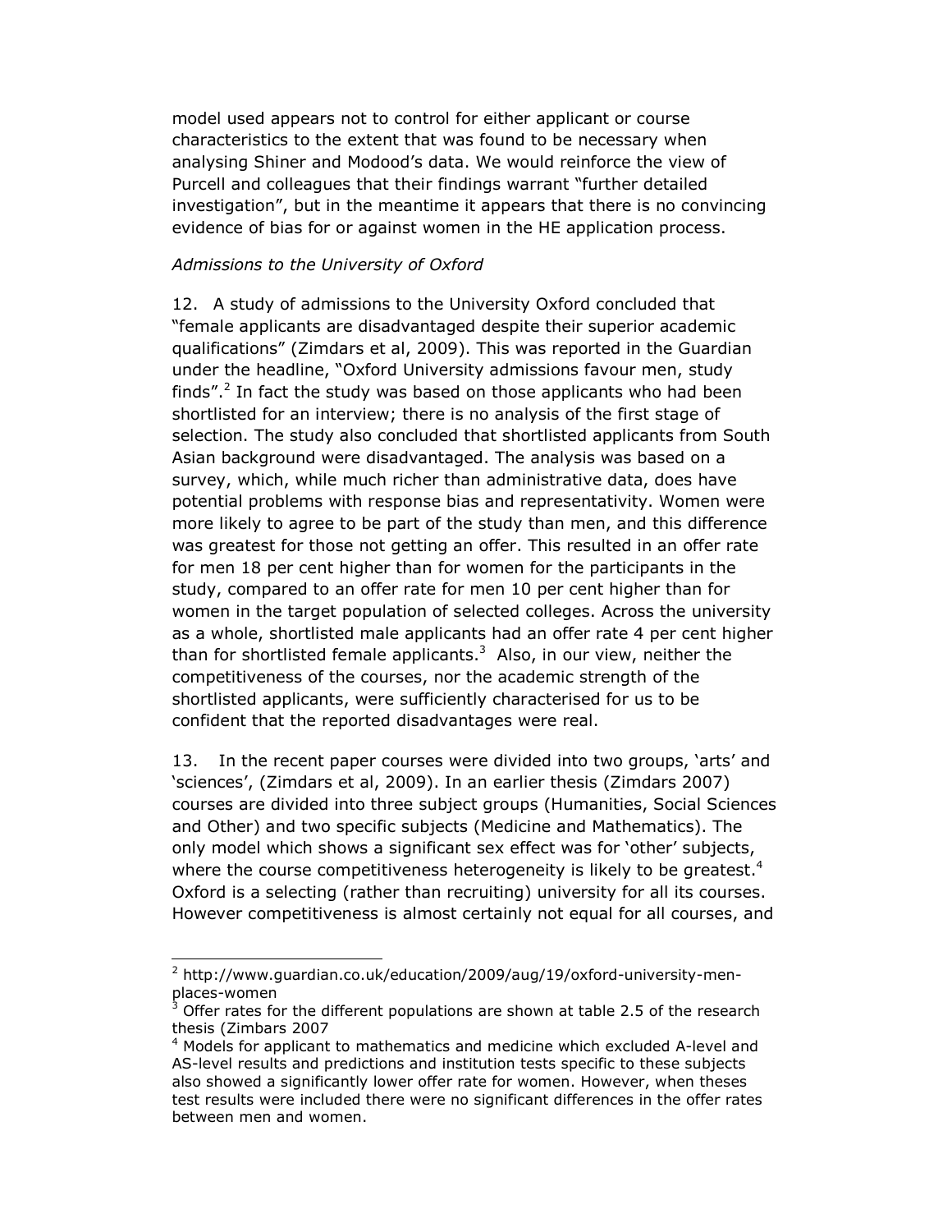model used appears not to control for either applicant or course characteristics to the extent that was found to be necessary when analysing Shiner and Modood's data. We would reinforce the view of Purcell and colleagues that their findings warrant "further detailed investigation", but in the meantime it appears that there is no convincing evidence of bias for or against women in the HE application process.

*Admissions to the University of Oxford*

12. A study of admissions to the University Oxford concluded that "female applicants are disadvantaged despite their superior academic qualifications" (Zimdars et al, 2009). This was reported in the Guardian under the headline, "Oxford University admissions favour men, study finds".[2] In fact the study was based on those applicants who had been shortlisted for an interview; there is no analysis of the first stage of selection. The study also concluded that shortlisted applicants from South Asian background were disadvantaged. The analysis was based on a survey, which, while much richer than administrative data, does have potential problems with response bias and representativity. Women were more likely to agree to be part of the study than men, and this difference was greatest for those not getting an offer. This resulted in an offer rate for men 18 per cent higher than for women for the participants in the study, compared to an offer rate for men 10 per cent higher than for women in the target population of selected colleges. Across the university as a whole, shortlisted male applicants had an offer rate 4 per cent higher than for shortlisted female applicants.[3] Also, in our view, neither the competitiveness of the courses, nor the academic strength of the shortlisted applicants, were sufficiently characterised for us to be confident that the reported disadvantages were real.

13. In the recent paper courses were divided into two groups, 'arts' and 'sciences', (Zimdars et al, 2009). In an earlier thesis (Zimdars 2007) courses are divided into three subject groups (Humanities, Social Sciences and Other) and two specific subjects (Medicine and Mathematics). The only model which shows a significant sex effect was for 'other' subjects, where the course competitiveness heterogeneity is likely to be greatest.[4] Oxford is a selecting (rather than recruiting) university for all its courses. However competitiveness is almost certainly not equal for all courses, and

---

[2] http://www.guardian.co.uk/education/2009/aug/19/oxford-university-men-places-women

[3] Offer rates for the different populations are shown at table 2.5 of the research thesis (Zimbars 2007

[4] Models for applicant to mathematics and medicine which excluded A-level and AS-level results and predictions and institution tests specific to these subjects also showed a significantly lower offer rate for women. However, when theses test results were included there were no significant differences in the offer rates between men and women.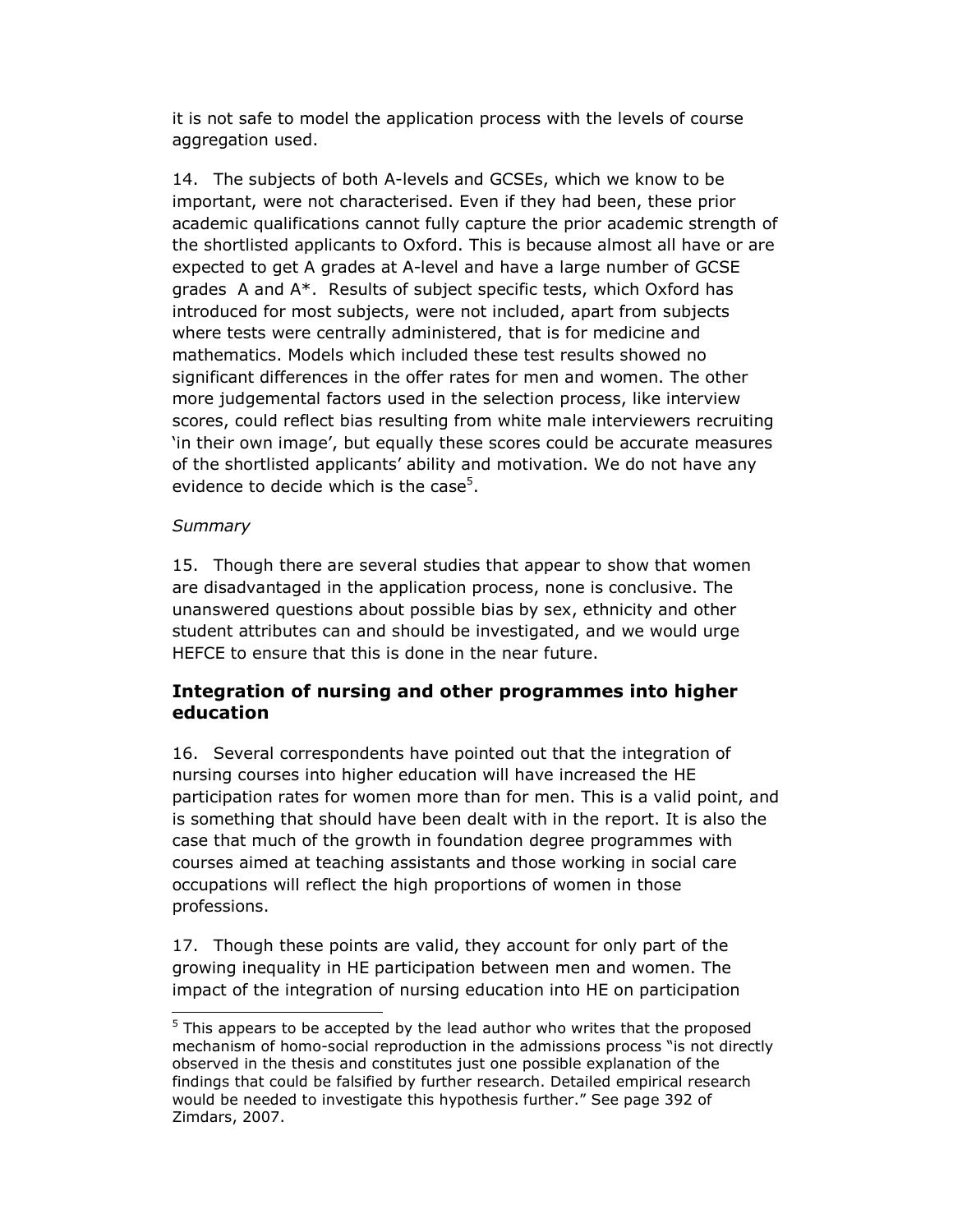it is not safe to model the application process with the levels of course aggregation used.

14. The subjects of both A-levels and GCSEs, which we know to be important, were not characterised. Even if they had been, these prior academic qualifications cannot fully capture the prior academic strength of the shortlisted applicants to Oxford. This is because almost all have or are expected to get A grades at A-level and have a large number of GCSE grades A and A*. Results of subject specific tests, which Oxford has introduced for most subjects, were not included, apart from subjects where tests were centrally administered, that is for medicine and mathematics. Models which included these test results showed no significant differences in the offer rates for men and women. The other more judgemental factors used in the selection process, like interview scores, could reflect bias resulting from white male interviewers recruiting 'in their own image', but equally these scores could be accurate measures of the shortlisted applicants' ability and motivation. We do not have any evidence to decide which is the case[5].

*Summary*

15. Though there are several studies that appear to show that women are disadvantaged in the application process, none is conclusive. The unanswered questions about possible bias by sex, ethnicity and other student attributes can and should be investigated, and we would urge HEFCE to ensure that this is done in the near future.

## Integration of nursing and other programmes into higher education

16. Several correspondents have pointed out that the integration of nursing courses into higher education will have increased the HE participation rates for women more than for men. This is a valid point, and is something that should have been dealt with in the report. It is also the case that much of the growth in foundation degree programmes with courses aimed at teaching assistants and those working in social care occupations will reflect the high proportions of women in those professions.

17. Though these points are valid, they account for only part of the growing inequality in HE participation between men and women. The impact of the integration of nursing education into HE on participation

[5] This appears to be accepted by the lead author who writes that the proposed mechanism of homo-social reproduction in the admissions process "is not directly observed in the thesis and constitutes just one possible explanation of the findings that could be falsified by further research. Detailed empirical research would be needed to investigate this hypothesis further." See page 392 of Zimdars, 2007.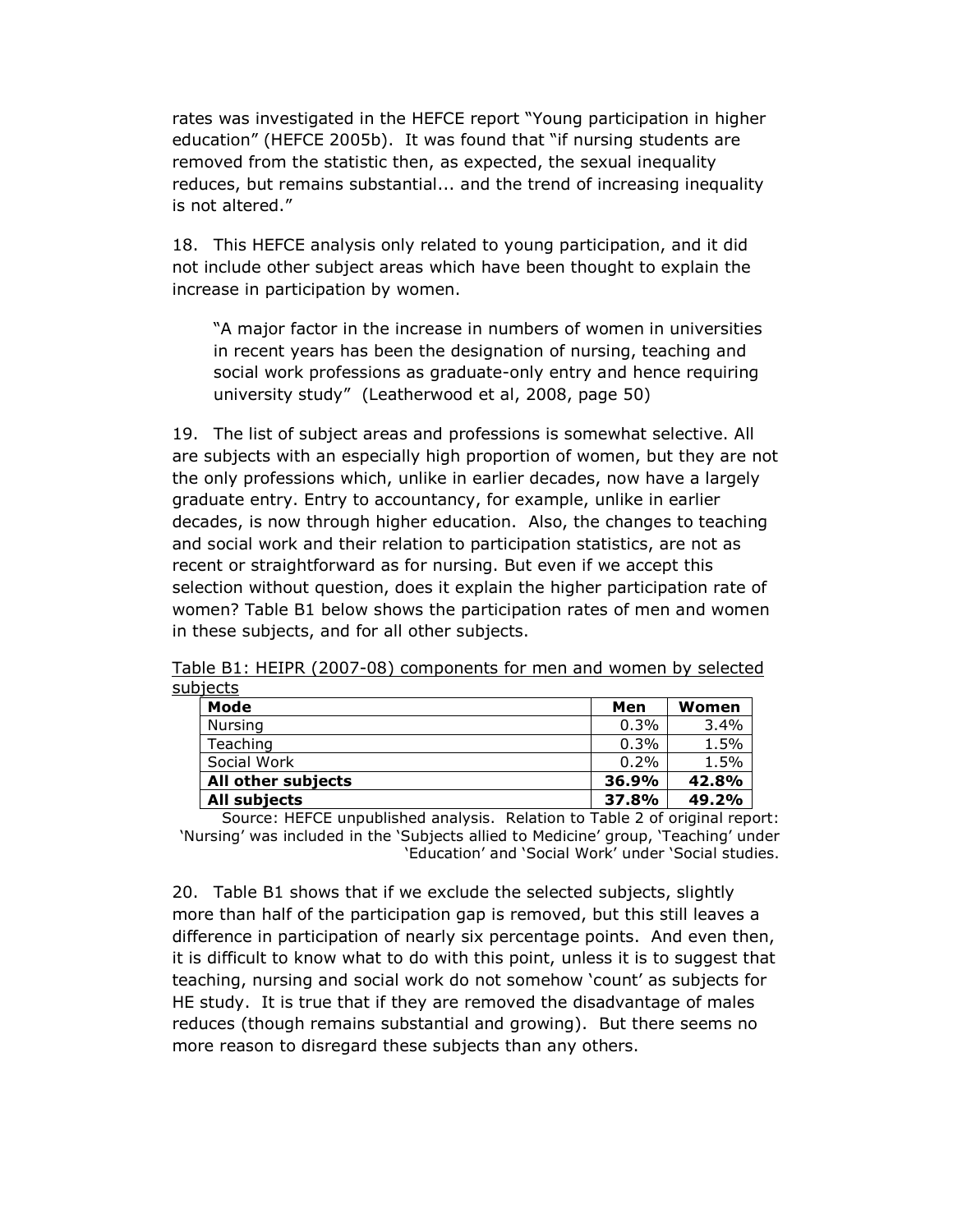rates was investigated in the HEFCE report "Young participation in higher education" (HEFCE 2005b). It was found that "if nursing students are removed from the statistic then, as expected, the sexual inequality reduces, but remains substantial... and the trend of increasing inequality is not altered."

18. This HEFCE analysis only related to young participation, and it did not include other subject areas which have been thought to explain the increase in participation by women.

> "A major factor in the increase in numbers of women in universities in recent years has been the designation of nursing, teaching and social work professions as graduate-only entry and hence requiring university study" (Leatherwood et al, 2008, page 50)

19. The list of subject areas and professions is somewhat selective. All are subjects with an especially high proportion of women, but they are not the only professions which, unlike in earlier decades, now have a largely graduate entry. Entry to accountancy, for example, unlike in earlier decades, is now through higher education. Also, the changes to teaching and social work and their relation to participation statistics, are not as recent or straightforward as for nursing. But even if we accept this selection without question, does it explain the higher participation rate of women? Table B1 below shows the participation rates of men and women in these subjects, and for all other subjects.

Table B1: HEIPR (2007-08) components for men and women by selected subjects

| Mode | Men | Women |
|---|---|---|
| Nursing | 0.3% | 3.4% |
| Teaching | 0.3% | 1.5% |
| Social Work | 0.2% | 1.5% |
| **All other subjects** | **36.9%** | **42.8%** |
| **All subjects** | **37.8%** | **49.2%** |

Source: HEFCE unpublished analysis. Relation to Table 2 of original report: 'Nursing' was included in the 'Subjects allied to Medicine' group, 'Teaching' under 'Education' and 'Social Work' under 'Social studies.

20. Table B1 shows that if we exclude the selected subjects, slightly more than half of the participation gap is removed, but this still leaves a difference in participation of nearly six percentage points. And even then, it is difficult to know what to do with this point, unless it is to suggest that teaching, nursing and social work do not somehow 'count' as subjects for HE study. It is true that if they are removed the disadvantage of males reduces (though remains substantial and growing). But there seems no more reason to disregard these subjects than any others.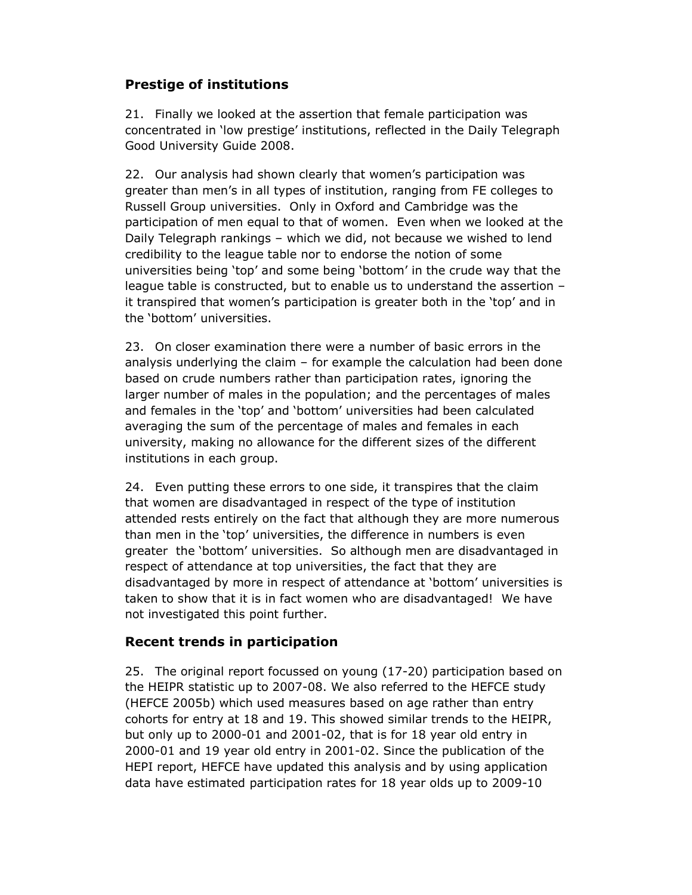## Prestige of institutions

21. Finally we looked at the assertion that female participation was concentrated in 'low prestige' institutions, reflected in the Daily Telegraph Good University Guide 2008.

22. Our analysis had shown clearly that women's participation was greater than men's in all types of institution, ranging from FE colleges to Russell Group universities. Only in Oxford and Cambridge was the participation of men equal to that of women. Even when we looked at the Daily Telegraph rankings – which we did, not because we wished to lend credibility to the league table nor to endorse the notion of some universities being 'top' and some being 'bottom' in the crude way that the league table is constructed, but to enable us to understand the assertion – it transpired that women's participation is greater both in the 'top' and in the 'bottom' universities.

23. On closer examination there were a number of basic errors in the analysis underlying the claim – for example the calculation had been done based on crude numbers rather than participation rates, ignoring the larger number of males in the population; and the percentages of males and females in the 'top' and 'bottom' universities had been calculated averaging the sum of the percentage of males and females in each university, making no allowance for the different sizes of the different institutions in each group.

24. Even putting these errors to one side, it transpires that the claim that women are disadvantaged in respect of the type of institution attended rests entirely on the fact that although they are more numerous than men in the 'top' universities, the difference in numbers is even greater the 'bottom' universities. So although men are disadvantaged in respect of attendance at top universities, the fact that they are disadvantaged by more in respect of attendance at 'bottom' universities is taken to show that it is in fact women who are disadvantaged! We have not investigated this point further.

## Recent trends in participation

25. The original report focussed on young (17-20) participation based on the HEIPR statistic up to 2007-08. We also referred to the HEFCE study (HEFCE 2005b) which used measures based on age rather than entry cohorts for entry at 18 and 19. This showed similar trends to the HEIPR, but only up to 2000-01 and 2001-02, that is for 18 year old entry in 2000-01 and 19 year old entry in 2001-02. Since the publication of the HEPI report, HEFCE have updated this analysis and by using application data have estimated participation rates for 18 year olds up to 2009-10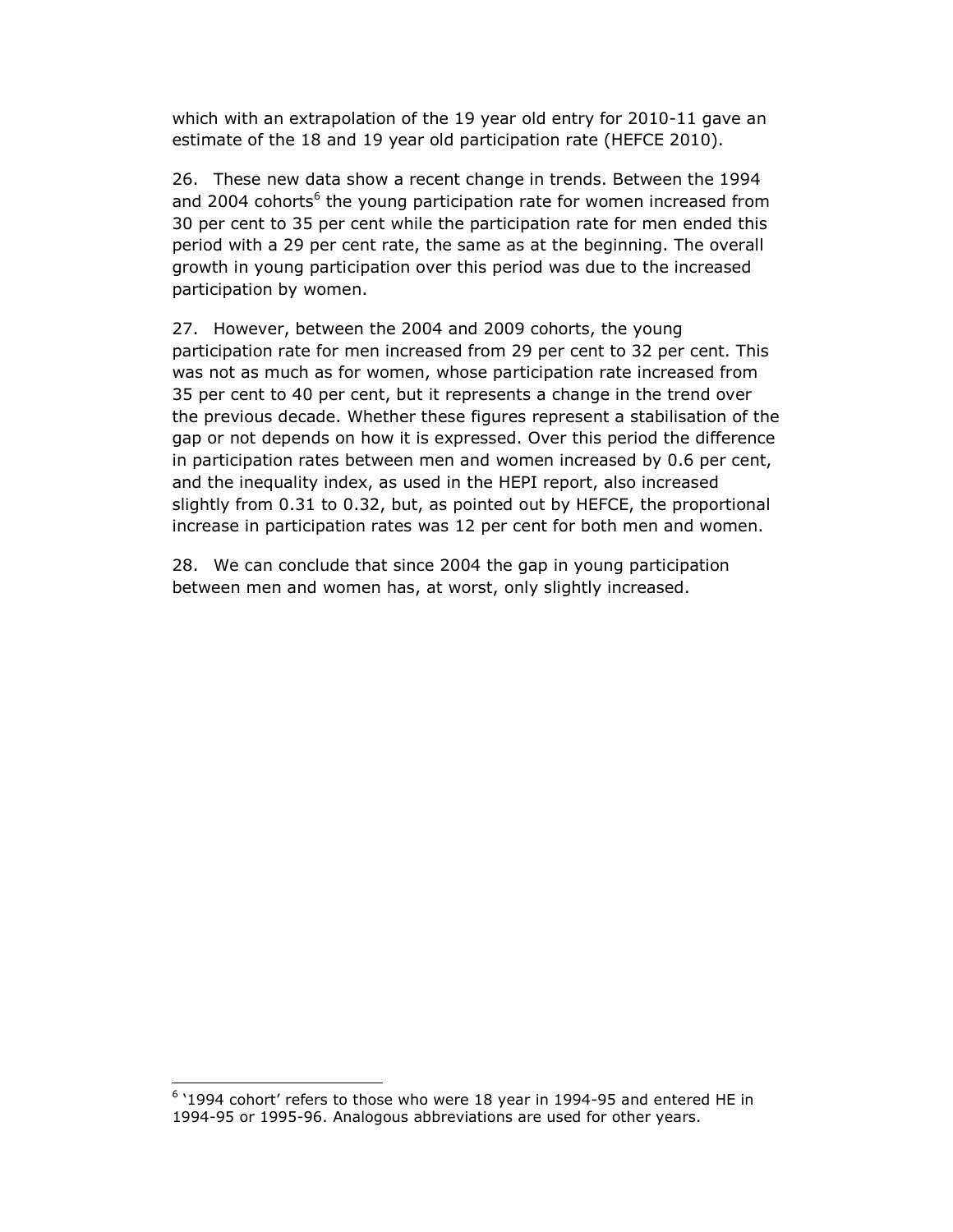which with an extrapolation of the 19 year old entry for 2010-11 gave an estimate of the 18 and 19 year old participation rate (HEFCE 2010).

26. These new data show a recent change in trends. Between the 1994 and 2004 cohorts[6] the young participation rate for women increased from 30 per cent to 35 per cent while the participation rate for men ended this period with a 29 per cent rate, the same as at the beginning. The overall growth in young participation over this period was due to the increased participation by women.

27. However, between the 2004 and 2009 cohorts, the young participation rate for men increased from 29 per cent to 32 per cent. This was not as much as for women, whose participation rate increased from 35 per cent to 40 per cent, but it represents a change in the trend over the previous decade. Whether these figures represent a stabilisation of the gap or not depends on how it is expressed. Over this period the difference in participation rates between men and women increased by 0.6 per cent, and the inequality index, as used in the HEPI report, also increased slightly from 0.31 to 0.32, but, as pointed out by HEFCE, the proportional increase in participation rates was 12 per cent for both men and women.

28. We can conclude that since 2004 the gap in young participation between men and women has, at worst, only slightly increased.

---

[6] '1994 cohort' refers to those who were 18 year in 1994-95 and entered HE in 1994-95 or 1995-96. Analogous abbreviations are used for other years.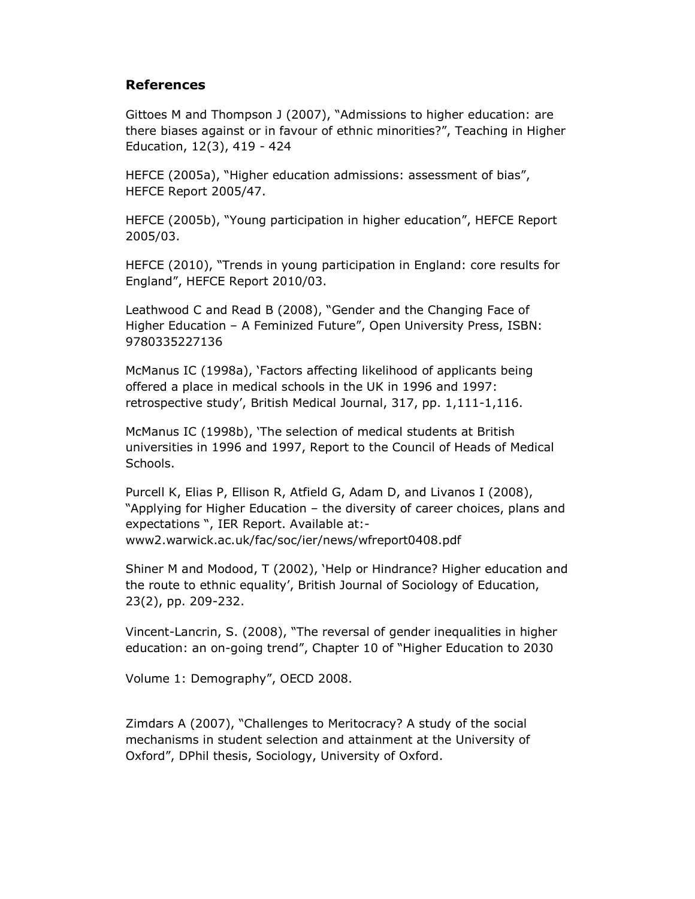## References

Gittoes M and Thompson J (2007), "Admissions to higher education: are there biases against or in favour of ethnic minorities?", Teaching in Higher Education, 12(3), 419 - 424

HEFCE (2005a), "Higher education admissions: assessment of bias", HEFCE Report 2005/47.

HEFCE (2005b), "Young participation in higher education", HEFCE Report 2005/03.

HEFCE (2010), "Trends in young participation in England: core results for England", HEFCE Report 2010/03.

Leathwood C and Read B (2008), "Gender and the Changing Face of Higher Education – A Feminized Future", Open University Press, ISBN: 9780335227136

McManus IC (1998a), 'Factors affecting likelihood of applicants being offered a place in medical schools in the UK in 1996 and 1997: retrospective study', British Medical Journal, 317, pp. 1,111-1,116.

McManus IC (1998b), 'The selection of medical students at British universities in 1996 and 1997, Report to the Council of Heads of Medical Schools.

Purcell K, Elias P, Ellison R, Atfield G, Adam D, and Livanos I (2008), "Applying for Higher Education – the diversity of career choices, plans and expectations ", IER Report. Available at:- www2.warwick.ac.uk/fac/soc/ier/news/wfreport0408.pdf

Shiner M and Modood, T (2002), 'Help or Hindrance? Higher education and the route to ethnic equality', British Journal of Sociology of Education, 23(2), pp. 209-232.

Vincent-Lancrin, S. (2008), "The reversal of gender inequalities in higher education: an on-going trend", Chapter 10 of "Higher Education to 2030

Volume 1: Demography", OECD 2008.

Zimdars A (2007), "Challenges to Meritocracy? A study of the social mechanisms in student selection and attainment at the University of Oxford", DPhil thesis, Sociology, University of Oxford.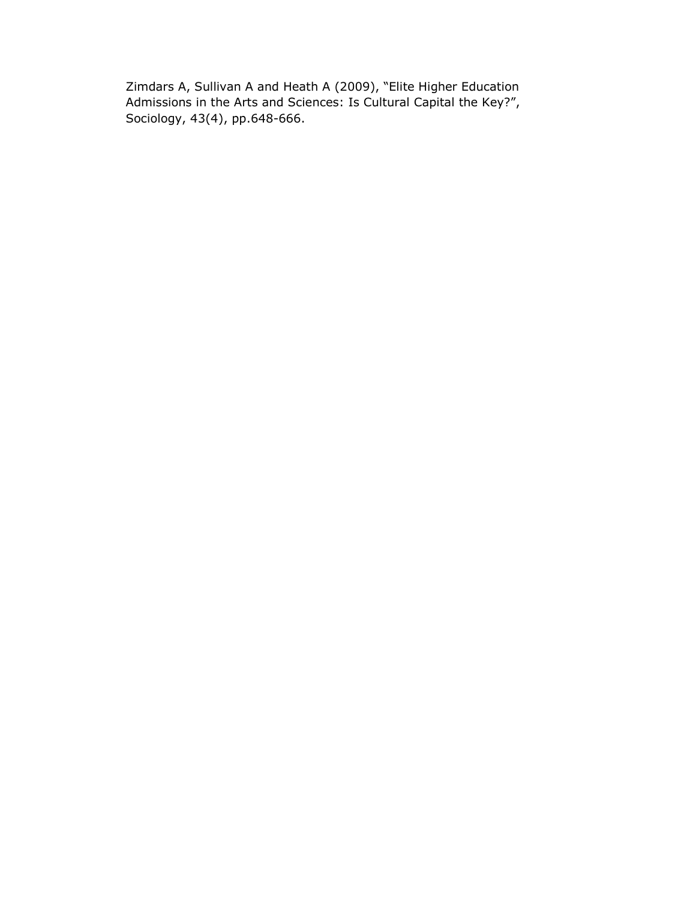Zimdars A, Sullivan A and Heath A (2009), "Elite Higher Education Admissions in the Arts and Sciences: Is Cultural Capital the Key?", Sociology, 43(4), pp.648-666.